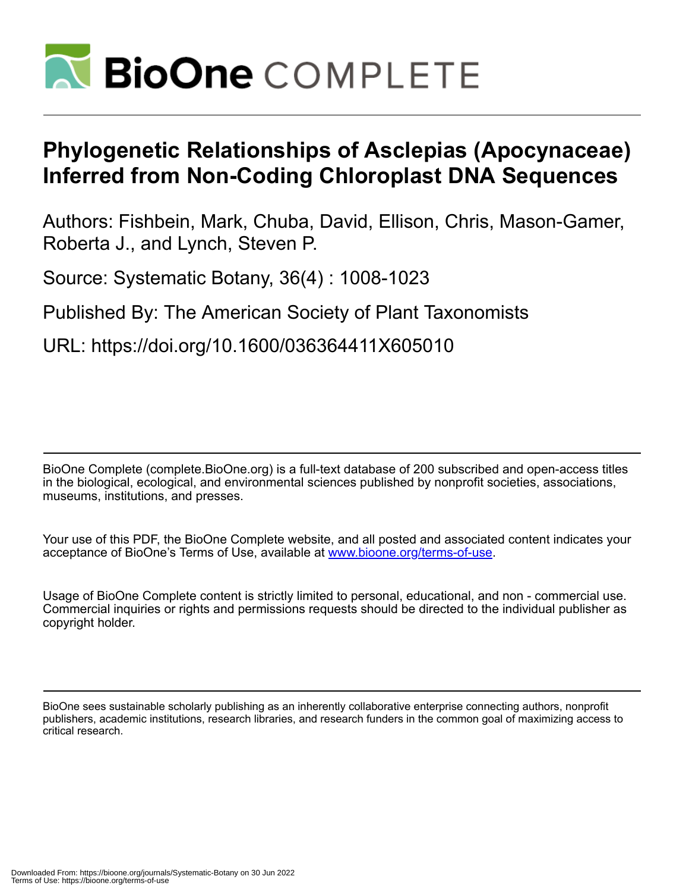# Phylogenetic Relationships of Asclepias (Apocynaceae) Inferred from Non-Coding Chloroplast DNA Sequences

Authors: Fishbein, Mark, Chuba, David, Ellison, Chris, Mason-Gamer, Roberta J., and Lynch, Steven P.

Source: Systematic Botany, 36(4) : 1008-1023

Published By: The American Society of Plant Taxonomists

URL: https://doi.org/10.1600/036364411X605010

BioOne Complete (complete.BioOne.org) is a full-text database of 200 subscribed and open-access titles in the biological, ecological, and environmental sciences published by nonprofit societies, associations, museums, institutions, and presses.

Your use of this PDF, the BioOne Complete website, and all posted and associated content indicates your acceptance of BioOne's Terms of Use, available at www.bioone.org/terms-of-use.

Usage of BioOne Complete content is strictly limited to personal, educational, and non - commercial use. Commercial inquiries or rights and permissions requests should be directed to the individual publisher as copyright holder.

BioOne sees sustainable scholarly publishing as an inherently collaborative enterprise connecting authors, nonprofit publishers, academic institutions, research libraries, and research funders in the common goal of maximizing access to critical research.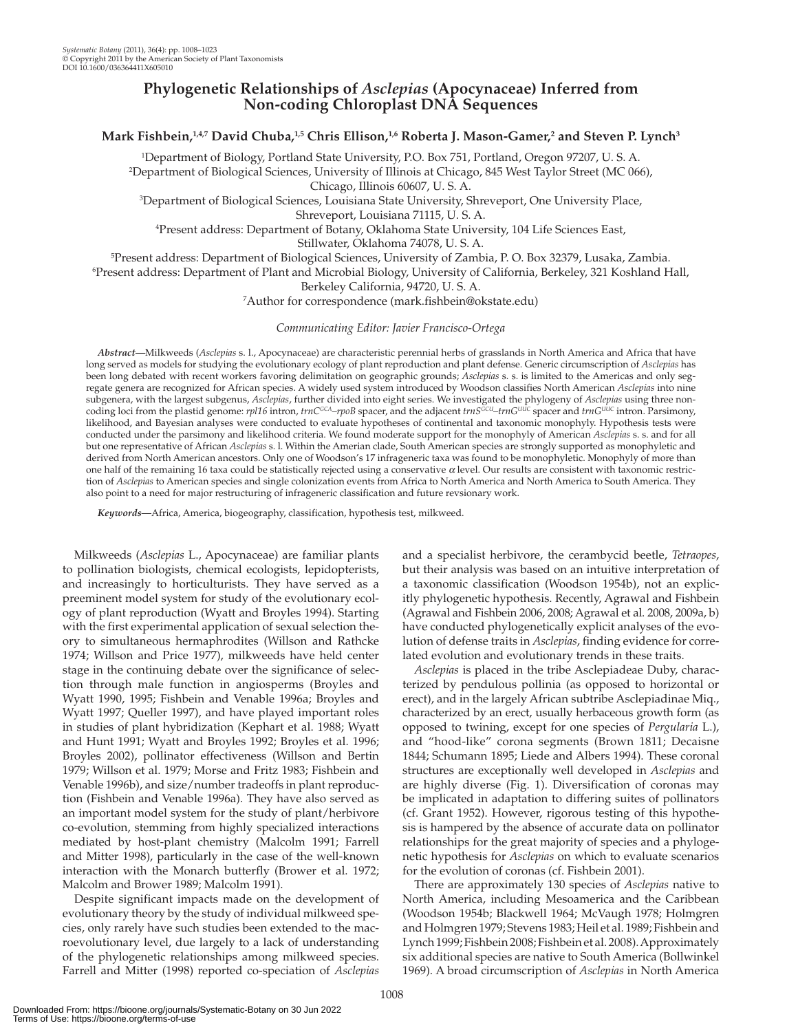# Phylogenetic Relationships of *Asclepias* (Apocynaceae) Inferred from Non-coding Chloroplast DNA Sequences

**Mark Fishbein,[1,4,7] David Chuba,[1,5] Chris Ellison,[1,6] Roberta J. Mason-Gamer,[2] and Steven P. Lynch[3]**

[1]Department of Biology, Portland State University, P.O. Box 751, Portland, Oregon 97207, U. S. A.
[2]Department of Biological Sciences, University of Illinois at Chicago, 845 West Taylor Street (MC 066), Chicago, Illinois 60607, U. S. A.
[3]Department of Biological Sciences, Louisiana State University, Shreveport, One University Place, Shreveport, Louisiana 71115, U. S. A.
[4]Present address: Department of Botany, Oklahoma State University, 104 Life Sciences East, Stillwater, Oklahoma 74078, U. S. A.
[5]Present address: Department of Biological Sciences, University of Zambia, P. O. Box 32379, Lusaka, Zambia.
[6]Present address: Department of Plant and Microbial Biology, University of California, Berkeley, 321 Koshland Hall, Berkeley California, 94720, U. S. A.
[7]Author for correspondence (mark.fishbein@okstate.edu)

*Communicating Editor: Javier Francisco-Ortega*

***Abstract***—Milkweeds (*Asclepias* s. l., Apocynaceae) are characteristic perennial herbs of grasslands in North America and Africa that have long served as models for studying the evolutionary ecology of plant reproduction and plant defense. Generic circumscription of *Asclepias* has been long debated with recent workers favoring delimitation on geographic grounds; *Asclepias* s. s. is limited to the Americas and only segregate genera are recognized for African species. A widely used system introduced by Woodson classifies North American *Asclepias* into nine subgenera, with the largest subgenus, *Asclepias*, further divided into eight series. We investigated the phylogeny of *Asclepias* using three noncoding loci from the plastid genome: *rpl16* intron, $trnC^{GCA}$–*rpoB* spacer, and the adjacent $trnS^{GCU}$–$trnG^{UUC}$ spacer and $trnG^{UUC}$ intron. Parsimony, likelihood, and Bayesian analyses were conducted to evaluate hypotheses of continental and taxonomic monophyly. Hypothesis tests were conducted under the parsimony and likelihood criteria. We found moderate support for the monophyly of American *Asclepias* s. s. and for all but one representative of African *Asclepias* s. l. Within the Amerian clade, South American species are strongly supported as monophyletic and derived from North American ancestors. Only one of Woodson's 17 infrageneric taxa was found to be monophyletic. Monophyly of more than one half of the remaining 16 taxa could be statistically rejected using a conservative $\alpha$ level. Our results are consistent with taxonomic restriction of *Asclepias* to American species and single colonization events from Africa to North America and North America to South America. They also point to a need for major restructuring of infrageneric classification and future revsionary work.

***Keywords***—Africa, America, biogeography, classification, hypothesis test, milkweed.

Milkweeds (*Asclepias* L., Apocynaceae) are familiar plants to pollination biologists, chemical ecologists, lepidopterists, and increasingly to horticulturists. They have served as a preeminent model system for study of the evolutionary ecology of plant reproduction (Wyatt and Broyles 1994). Starting with the first experimental application of sexual selection theory to simultaneous hermaphrodites (Willson and Rathcke 1974; Willson and Price 1977), milkweeds have held center stage in the continuing debate over the significance of selection through male function in angiosperms (Broyles and Wyatt 1990, 1995; Fishbein and Venable 1996a; Broyles and Wyatt 1997; Queller 1997), and have played important roles in studies of plant hybridization (Kephart et al. 1988; Wyatt and Hunt 1991; Wyatt and Broyles 1992; Broyles et al. 1996; Broyles 2002), pollinator effectiveness (Willson and Bertin 1979; Willson et al. 1979; Morse and Fritz 1983; Fishbein and Venable 1996b), and size/number tradeoffs in plant reproduction (Fishbein and Venable 1996a). They have also served as an important model system for the study of plant/herbivore co-evolution, stemming from highly specialized interactions mediated by host-plant chemistry (Malcolm 1991; Farrell and Mitter 1998), particularly in the case of the well-known interaction with the Monarch butterfly (Brower et al. 1972; Malcolm and Brower 1989; Malcolm 1991).

Despite significant impacts made on the development of evolutionary theory by the study of individual milkweed species, only rarely have such studies been extended to the macroevolutionary level, due largely to a lack of understanding of the phylogenetic relationships among milkweed species. Farrell and Mitter (1998) reported co-speciation of *Asclepias* and a specialist herbivore, the cerambycid beetle, *Tetraopes*, but their analysis was based on an intuitive interpretation of a taxonomic classification (Woodson 1954b), not an explicitly phylogenetic hypothesis. Recently, Agrawal and Fishbein (Agrawal and Fishbein 2006, 2008; Agrawal et al. 2008, 2009a, b) have conducted phylogenetically explicit analyses of the evolution of defense traits in *Asclepias*, finding evidence for correlated evolution and evolutionary trends in these traits.

*Asclepias* is placed in the tribe Asclepiadeae Duby, characterized by pendulous pollinia (as opposed to horizontal or erect), and in the largely African subtribe Asclepiadinae Miq., characterized by an erect, usually herbaceous growth form (as opposed to twining, except for one species of *Pergularia* L.), and "hood-like" corona segments (Brown 1811; Decaisne 1844; Schumann 1895; Liede and Albers 1994). These coronal structures are exceptionally well developed in *Asclepias* and are highly diverse (Fig. 1). Diversification of coronas may be implicated in adaptation to differing suites of pollinators (cf. Grant 1952). However, rigorous testing of this hypothesis is hampered by the absence of accurate data on pollinator relationships for the great majority of species and a phylogenetic hypothesis for *Asclepias* on which to evaluate scenarios for the evolution of coronas (cf. Fishbein 2001).

There are approximately 130 species of *Asclepias* native to North America, including Mesoamerica and the Caribbean (Woodson 1954b; Blackwell 1964; McVaugh 1978; Holmgren and Holmgren 1979; Stevens 1983; Heil et al. 1989; Fishbein and Lynch 1999; Fishbein 2008; Fishbein et al. 2008). Approximately six additional species are native to South America (Bollwinkel 1969). A broad circumscription of *Asclepias* in North America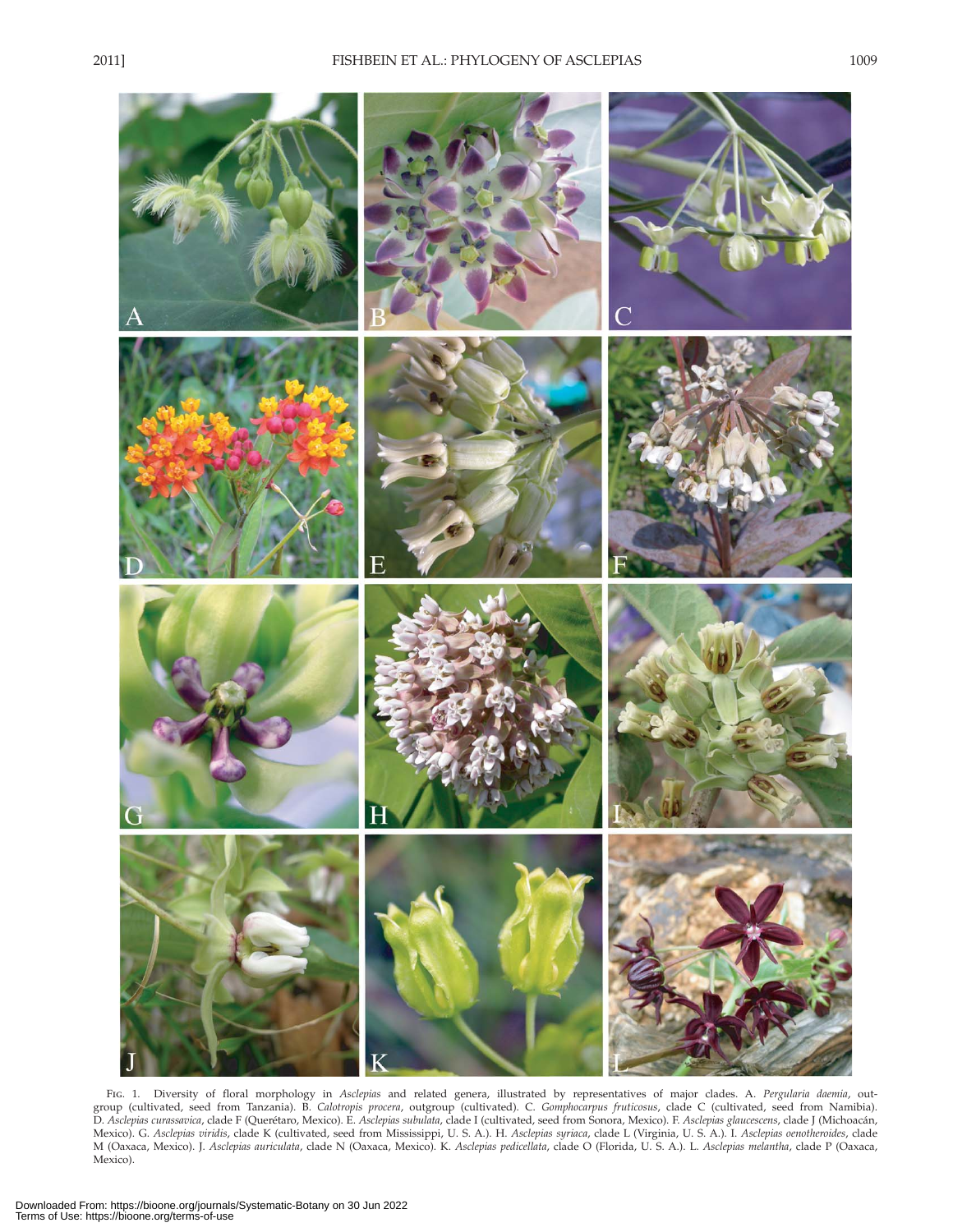FIG. 1. Diversity of floral morphology in *Asclepias* and related genera, illustrated by representatives of major clades. A. *Pergularia daemia*, outgroup (cultivated, seed from Tanzania). B. *Calotropis procera*, outgroup (cultivated). C. *Gomphocarpus fruticosus*, clade C (cultivated, seed from Namibia). D. *Asclepias curassavica*, clade F (Querétaro, Mexico). E. *Asclepias subulata*, clade I (cultivated, seed from Sonora, Mexico). F. *Asclepias glaucescens*, clade J (Michoacán, Mexico). G. *Asclepias viridis*, clade K (cultivated, seed from Mississippi, U. S. A.). H. *Asclepias syriaca*, clade L (Virginia, U. S. A.). I. *Asclepias oenotheroides*, clade M (Oaxaca, Mexico). J. *Asclepias auriculata*, clade N (Oaxaca, Mexico). K. *Asclepias pedicellata*, clade O (Florida, U. S. A.). L. *Asclepias melantha*, clade P (Oaxaca, Mexico).

Downloaded From: https://bioone.org/journals/Systematic-Botany on 30 Jun 2022
Terms of Use: https://bioone.org/terms-of-use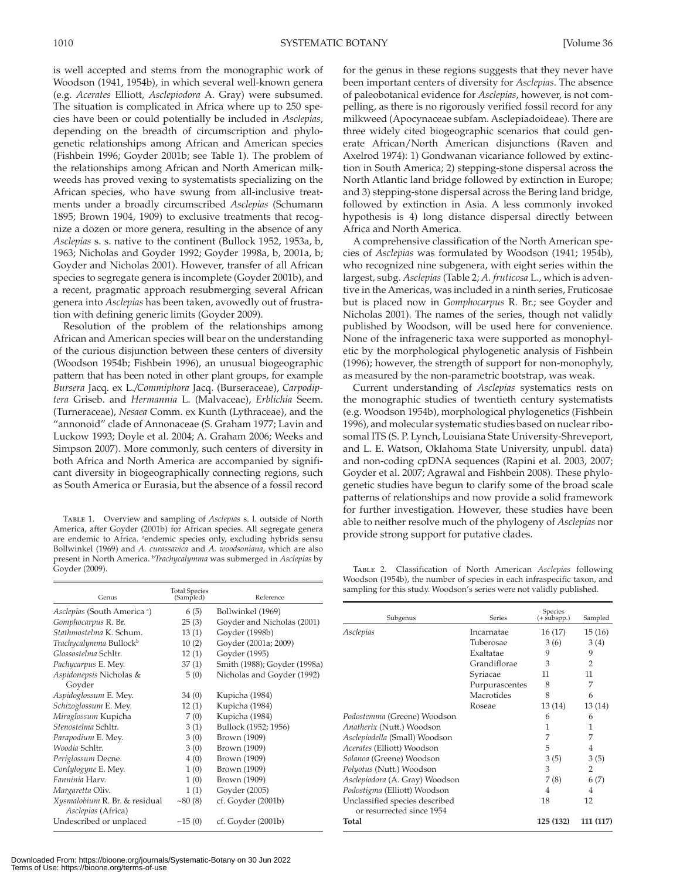is well accepted and stems from the monographic work of Woodson (1941, 1954b), in which several well-known genera (e.g. *Acerates* Elliott, *Asclepiodora* A. Gray) were subsumed. The situation is complicated in Africa where up to 250 species have been or could potentially be included in *Asclepias*, depending on the breadth of circumscription and phylogenetic relationships among African and American species (Fishbein 1996; Goyder 2001b; see Table 1). The problem of the relationships among African and North American milkweeds has proved vexing to systematists specializing on the African species, who have swung from all-inclusive treatments under a broadly circumscribed *Asclepias* (Schumann 1895; Brown 1904, 1909) to exclusive treatments that recognize a dozen or more genera, resulting in the absence of any *Asclepias* s. s. native to the continent (Bullock 1952, 1953a, b, 1963; Nicholas and Goyder 1992; Goyder 1998a, b, 2001a, b; Goyder and Nicholas 2001). However, transfer of all African species to segregate genera is incomplete (Goyder 2001b), and a recent, pragmatic approach resubmerging several African genera into *Asclepias* has been taken, avowedly out of frustration with defining generic limits (Goyder 2009).

Resolution of the problem of the relationships among African and American species will bear on the understanding of the curious disjunction between these centers of diversity (Woodson 1954b; Fishbein 1996), an unusual biogeographic pattern that has been noted in other plant groups, for example *Bursera* Jacq. ex L./*Commiphora* Jacq. (Burseraceae), *Carpodiptera* Griseb. and *Hermannia* L. (Malvaceae), *Erblichia* Seem. (Turneraceae), *Nesaea* Comm. ex Kunth (Lythraceae), and the "annonoid" clade of Annonaceae (S. Graham 1977; Lavin and Luckow 1993; Doyle et al. 2004; A. Graham 2006; Weeks and Simpson 2007). More commonly, such centers of diversity in both Africa and North America are accompanied by significant diversity in biogeographically connecting regions, such as South America or Eurasia, but the absence of a fossil record for the genus in these regions suggests that they never have been important centers of diversity for *Asclepias*. The absence of paleobotanical evidence for *Asclepias*, however, is not compelling, as there is no rigorously verified fossil record for any milkweed (Apocynaceae subfam. Asclepiadoideae). There are three widely cited biogeographic scenarios that could generate African/North American disjunctions (Raven and Axelrod 1974): 1) Gondwanan vicariance followed by extinction in South America; 2) stepping-stone dispersal across the North Atlantic land bridge followed by extinction in Europe; and 3) stepping-stone dispersal across the Bering land bridge, followed by extinction in Asia. A less commonly invoked hypothesis is 4) long distance dispersal directly between Africa and North America.

A comprehensive classification of the North American species of *Asclepias* was formulated by Woodson (1941; 1954b), who recognized nine subgenera, with eight series within the largest, subg. *Asclepias* (Table 2; *A. fruticosa* L., which is adventive in the Americas, was included in a ninth series, Fruticosae but is placed now in *Gomphocarpus* R. Br.; see Goyder and Nicholas 2001). The names of the series, though not validly published by Woodson, will be used here for convenience. None of the infrageneric taxa were supported as monophyletic by the morphological phylogenetic analysis of Fishbein (1996); however, the strength of support for non-monophyly, as measured by the non-parametric bootstrap, was weak.

Current understanding of *Asclepias* systematics rests on the monographic studies of twentieth century systematists (e.g. Woodson 1954b), morphological phylogenetics (Fishbein 1996), and molecular systematic studies based on nuclear ribosomal ITS (S. P. Lynch, Louisiana State University-Shreveport, and L. E. Watson, Oklahoma State University, unpubl. data) and non-coding cpDNA sequences (Rapini et al. 2003, 2007; Goyder et al. 2007; Agrawal and Fishbein 2008). These phylogenetic studies have begun to clarify some of the broad scale patterns of relationships and now provide a solid framework for further investigation. However, these studies have been able to neither resolve much of the phylogeny of *Asclepias* nor provide strong support for putative clades.

Table 1. Overview and sampling of *Asclepias* s. l. outside of North America, after Goyder (2001b) for African species. All segregate genera are endemic to Africa. [a]endemic species only, excluding hybrids sensu Bollwinkel (1969) and *A. curassavica* and *A. woodsoniana*, which are also present in North America. [b]*Trachycalymma* was submerged in *Asclepias* by Goyder (2009).

| Genus | Total Species (Sampled) | Reference |
|---|---|---|
| *Asclepias* (South America [a]) | 6 (5) | Bollwinkel (1969) |
| *Gomphocarpus* R. Br. | 25 (3) | Goyder and Nicholas (2001) |
| *Stathmostelma* K. Schum. | 13 (1) | Goyder (1998b) |
| *Trachycalymma* Bullock[b] | 10 (2) | Goyder (2001a; 2009) |
| *Glossostelma* Schltr. | 12 (1) | Goyder (1995) |
| *Pachycarpus* E. Mey. | 37 (1) | Smith (1988); Goyder (1998a) |
| *Aspidonepsis* Nicholas & Goyder | 5 (0) | Nicholas and Goyder (1992) |
| *Aspidoglossum* E. Mey. | 34 (0) | Kupicha (1984) |
| *Schizoglossum* E. Mey. | 12 (1) | Kupicha (1984) |
| *Miraglossum* Kupicha | 7 (0) | Kupicha (1984) |
| *Stenostelma* Schltr. | 3 (1) | Bullock (1952; 1956) |
| *Parapodium* E. Mey. | 3 (0) | Brown (1909) |
| *Woodia* Schltr. | 3 (0) | Brown (1909) |
| *Periglossum* Decne. | 4 (0) | Brown (1909) |
| *Cordylogyne* E. Mey. | 1 (0) | Brown (1909) |
| *Fanninia* Harv. | 1 (0) | Brown (1909) |
| *Margaretta* Oliv. | 1 (1) | Goyder (2005) |
| *Xysmalobium* R. Br. & residual *Asclepias* (Africa) | ~80 (8) | cf. Goyder (2001b) |
| Undescribed or unplaced | ~15 (0) | cf. Goyder (2001b) |

Table 2. Classification of North American *Asclepias* following Woodson (1954b), the number of species in each infraspecific taxon, and sampling for this study. Woodson's series were not validly published.

| Subgenus | Series | Species (+ subspp.) | Sampled |
|---|---|---|---|
| *Asclepias* | Incarnatae | 16 (17) | 15 (16) |
| | Tuberosae | 3 (6) | 3 (4) |
| | Exaltatae | 9 | 9 |
| | Grandiflorae | 3 | 2 |
| | Syriacae | 11 | 11 |
| | Purpurascentes | 8 | 7 |
| | Macrotides | 8 | 6 |
| | Roseae | 13 (14) | 13 (14) |
| *Podostemma* (Greene) Woodson | | 6 | 6 |
| *Anatherix* (Nutt.) Woodson | | 1 | 1 |
| *Asclepiodella* (Small) Woodson | | 7 | 7 |
| *Acerates* (Elliott) Woodson | | 5 | 4 |
| *Solanoa* (Greene) Woodson | | 3 (5) | 3 (5) |
| *Polyotus* (Nutt.) Woodson | | 3 | 2 |
| *Asclepiodora* (A. Gray) Woodson | | 7 (8) | 6 (7) |
| *Podostigma* (Elliott) Woodson | | 4 | 4 |
| Unclassified species described or resurrected since 1954 | | 18 | 12 |
| **Total** | | **125 (132)** | **111 (117)** |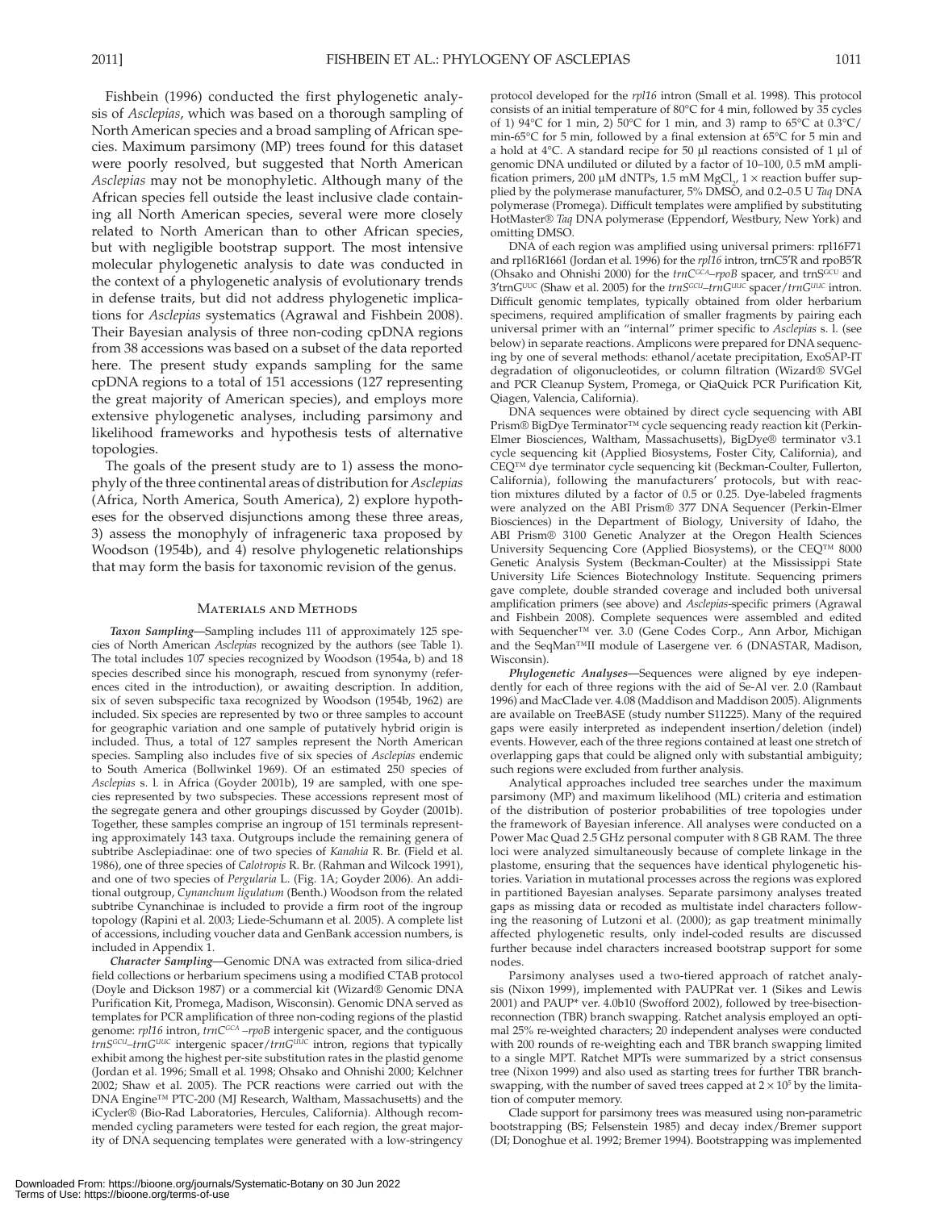Fishbein (1996) conducted the first phylogenetic analysis of *Asclepias*, which was based on a thorough sampling of North American species and a broad sampling of African species. Maximum parsimony (MP) trees found for this dataset were poorly resolved, but suggested that North American *Asclepias* may not be monophyletic. Although many of the African species fell outside the least inclusive clade containing all North American species, several were more closely related to North American than to other African species, but with negligible bootstrap support. The most intensive molecular phylogenetic analysis to date was conducted in the context of a phylogenetic analysis of evolutionary trends in defense traits, but did not address phylogenetic implications for *Asclepias* systematics (Agrawal and Fishbein 2008). Their Bayesian analysis of three non-coding cpDNA regions from 38 accessions was based on a subset of the data reported here. The present study expands sampling for the same cpDNA regions to a total of 151 accessions (127 representing the great majority of American species), and employs more extensive phylogenetic analyses, including parsimony and likelihood frameworks and hypothesis tests of alternative topologies.

The goals of the present study are to 1) assess the monophyly of the three continental areas of distribution for *Asclepias* (Africa, North America, South America), 2) explore hypotheses for the observed disjunctions among these three areas, 3) assess the monophyly of infrageneric taxa proposed by Woodson (1954b), and 4) resolve phylogenetic relationships that may form the basis for taxonomic revision of the genus.

## Materials and Methods

***Taxon Sampling***—Sampling includes 111 of approximately 125 species of North American *Asclepias* recognized by the authors (see Table 1). The total includes 107 species recognized by Woodson (1954a, b) and 18 species described since his monograph, rescued from synonymy (references cited in the introduction), or awaiting description. In addition, six of seven subspecific taxa recognized by Woodson (1954b, 1962) are included. Six species are represented by two or three samples to account for geographic variation and one sample of putatively hybrid origin is included. Thus, a total of 127 samples represent the North American species. Sampling also includes five of six species of *Asclepias* endemic to South America (Bollwinkel 1969). Of an estimated 250 species of *Asclepias* s. l. in Africa (Goyder 2001b), 19 are sampled, with one species represented by two subspecies. These accessions represent most of the segregate genera and other groupings discussed by Goyder (2001b). Together, these samples comprise an ingroup of 151 terminals representing approximately 143 taxa. Outgroups include the remaining genera of subtribe Asclepiadinae: one of two species of *Kanahia* R. Br. (Field et al. 1986), one of three species of *Calotropis* R. Br. (Rahman and Wilcock 1991), and one of two species of *Pergularia* L. (Fig. 1A; Goyder 2006). An additional outgroup, *Cynanchum ligulatum* (Benth.) Woodson from the related subtribe Cynanchinae is included to provide a firm root of the ingroup topology (Rapini et al. 2003; Liede-Schumann et al. 2005). A complete list of accessions, including voucher data and GenBank accession numbers, is included in Appendix 1.

***Character Sampling***—Genomic DNA was extracted from silica-dried field collections or herbarium specimens using a modified CTAB protocol (Doyle and Dickson 1987) or a commercial kit (Wizard® Genomic DNA Purification Kit, Promega, Madison, Wisconsin). Genomic DNA served as templates for PCR amplification of three non-coding regions of the plastid genome: *rpl16* intron, *trnC*$^{GCA}$–*rpoB* intergenic spacer, and the contiguous *trnS*$^{GCU}$–*trnG*$^{UUC}$ intergenic spacer/*trnG*$^{UUC}$ intron, regions that typically exhibit among the highest per-site substitution rates in the plastid genome (Jordan et al. 1996; Small et al. 1998; Ohsako and Ohnishi 2000; Kelchner 2002; Shaw et al. 2005). The PCR reactions were carried out with the DNA Engine™ PTC-200 (MJ Research, Waltham, Massachusetts) and the iCycler® (Bio-Rad Laboratories, Hercules, California). Although recommended cycling parameters were tested for each region, the great majority of DNA sequencing templates were generated with a low-stringency protocol developed for the *rpl16* intron (Small et al. 1998). This protocol consists of an initial temperature of 80°C for 4 min, followed by 35 cycles of 1) 94°C for 1 min, 2) 50°C for 1 min, and 3) ramp to 65°C at 0.3°C/min-65°C for 5 min, followed by a final extension at 65°C for 5 min and a hold at 4°C. A standard recipe for 50 μl reactions consisted of 1 μl of genomic DNA undiluted or diluted by a factor of 10–100, 0.5 mM amplification primers, 200 μM dNTPs, 1.5 mM $MgCl_2$, 1 × reaction buffer supplied by the polymerase manufacturer, 5% DMSO, and 0.2–0.5 U *Taq* DNA polymerase (Promega). Difficult templates were amplified by substituting HotMaster® *Taq* DNA polymerase (Eppendorf, Westbury, New York) and omitting DMSO.

DNA of each region was amplified using universal primers: rpl16F71 and rpl16R1661 (Jordan et al. 1996) for the *rpl16* intron, trnC5′R and rpoB5′R (Ohsako and Ohnishi 2000) for the *trnC*$^{GCA}$–*rpoB* spacer, and trnS$^{GCU}$ and 3′trnG$^{UUC}$ (Shaw et al. 2005) for the *trnS*$^{GCU}$–*trnG*$^{UUC}$ spacer/*trnG*$^{UUC}$ intron. Difficult genomic templates, typically obtained from older herbarium specimens, required amplification of smaller fragments by pairing each universal primer with an "internal" primer specific to *Asclepias* s. l. (see below) in separate reactions. Amplicons were prepared for DNA sequencing by one of several methods: ethanol/acetate precipitation, ExoSAP-IT degradation of oligonucleotides, or column filtration (Wizard® SVGel and PCR Cleanup System, Promega, or QiaQuick PCR Purification Kit, Qiagen, Valencia, California).

DNA sequences were obtained by direct cycle sequencing with ABI Prism® BigDye Terminator™ cycle sequencing ready reaction kit (Perkin-Elmer Biosciences, Waltham, Massachusetts), BigDye® terminator v3.1 cycle sequencing kit (Applied Biosystems, Foster City, California), and CEQ™ dye terminator cycle sequencing kit (Beckman-Coulter, Fullerton, California), following the manufacturers' protocols, but with reaction mixtures diluted by a factor of 0.5 or 0.25. Dye-labeled fragments were analyzed on the ABI Prism® 377 DNA Sequencer (Perkin-Elmer Biosciences) in the Department of Biology, University of Idaho, the ABI Prism® 3100 Genetic Analyzer at the Oregon Health Sciences University Sequencing Core (Applied Biosystems), or the CEQ™ 8000 Genetic Analysis System (Beckman-Coulter) at the Mississippi State University Life Sciences Biotechnology Institute. Sequencing primers gave complete, double stranded coverage and included both universal amplification primers (see above) and *Asclepias*-specific primers (Agrawal and Fishbein 2008). Complete sequences were assembled and edited with Sequencher™ ver. 3.0 (Gene Codes Corp., Ann Arbor, Michigan and the SeqMan™II module of Lasergene ver. 6 (DNASTAR, Madison, Wisconsin).

***Phylogenetic Analyses***—Sequences were aligned by eye independently for each of three regions with the aid of Se-Al ver. 2.0 (Rambaut 1996) and MacClade ver. 4.08 (Maddison and Maddison 2005). Alignments are available on TreeBASE (study number S11225). Many of the required gaps were easily interpreted as independent insertion/deletion (indel) events. However, each of the three regions contained at least one stretch of overlapping gaps that could be aligned only with substantial ambiguity; such regions were excluded from further analysis.

Analytical approaches included tree searches under the maximum parsimony (MP) and maximum likelihood (ML) criteria and estimation of the distribution of posterior probabilities of tree topologies under the framework of Bayesian inference. All analyses were conducted on a Power Mac Quad 2.5 GHz personal computer with 8 GB RAM. The three loci were analyzed simultaneously because of complete linkage in the plastome, ensuring that the sequences have identical phylogenetic histories. Variation in mutational processes across the regions was explored in partitioned Bayesian analyses. Separate parsimony analyses treated gaps as missing data or recoded as multistate indel characters following the reasoning of Lutzoni et al. (2000); as gap treatment minimally affected phylogenetic results, only indel-coded results are discussed further because indel characters increased bootstrap support for some nodes.

Parsimony analyses used a two-tiered approach of ratchet analysis (Nixon 1999), implemented with PAUPRat ver. 1 (Sikes and Lewis 2001) and PAUP* ver. 4.0b10 (Swofford 2002), followed by tree-bisection-reconnection (TBR) branch swapping. Ratchet analysis employed an optimal 25% re-weighted characters; 20 independent analyses were conducted with 200 rounds of re-weighting each and TBR branch swapping limited to a single MPT. Ratchet MPTs were summarized by a strict consensus tree (Nixon 1999) and also used as starting trees for further TBR branch-swapping, with the number of saved trees capped at $2 \times 10^5$ by the limitation of computer memory.

Clade support for parsimony trees was measured using non-parametric bootstrapping (BS; Felsenstein 1985) and decay index/Bremer support (DI; Donoghue et al. 1992; Bremer 1994). Bootstrapping was implemented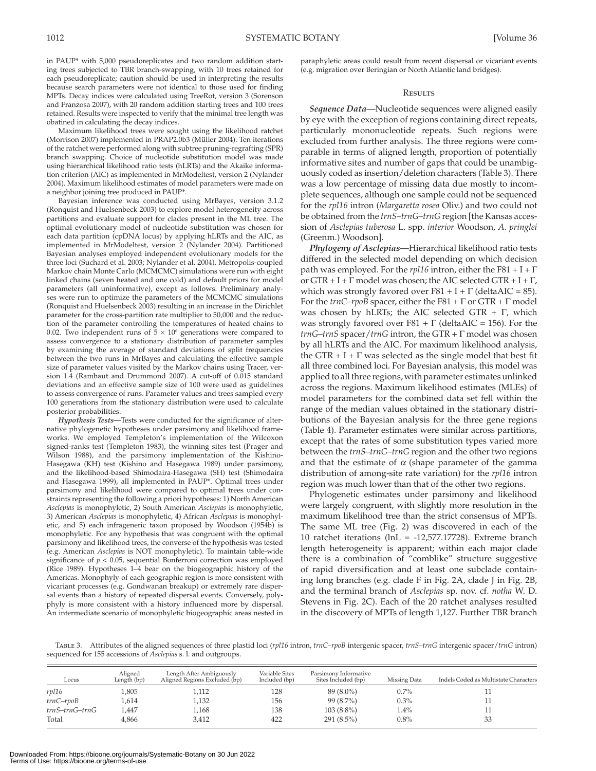in PAUP* with 5,000 pseudoreplicates and two random addition starting trees subjected to TBR branch-swapping, with 10 trees retained for each pseudoreplicate; caution should be used in interpreting the results because search parameters were not identical to those used for finding MPTs. Decay indices were calculated using TreeRot, version 3 (Sorenson and Franzosa 2007), with 20 random addition starting trees and 100 trees retained. Results were inspected to verify that the minimal tree length was obatined in calculating the decay indices.

Maximum likelihood trees were sought using the likelihood ratchet (Morrison 2007) implemented in PRAP2.0b3 (Müller 2004). Ten iterations of the ratchet were performed along with subtree pruning-regrafting (SPR) branch swapping. Choice of nucleotide substitution model was made using hierarchical likelihood ratio tests (hLRTs) and the Akaike information criterion (AIC) as implemented in MrModeltest, version 2 (Nylander 2004). Maximum likelihood estimates of model parameters were made on a neighbor joining tree produced in PAUP*.

Bayesian inference was conducted using MrBayes, version 3.1.2 (Ronquist and Huelsenbeck 2003) to explore model heterogeneity across partitions and evaluate support for clades present in the ML tree. The optimal evolutionary model of nucleotide substitution was chosen for each data partition (cpDNA locus) by applying hLRTs and the AIC, as implemented in MrModeltest, version 2 (Nylander 2004). Partitioned Bayesian analyses employed independent evolutionary models for the three loci (Suchard et al. 2003; Nylander et al. 2004). Metropolis-coupled Markov chain Monte Carlo (MCMCMC) simulations were run with eight linked chains (seven heated and one cold) and default priors for model parameters (all uninformative), except as follows. Preliminary analyses were run to optimize the parameters of the MCMCMC simulations (Ronquist and Huelsenbeck 2003) resulting in an increase in the Dirichlet parameter for the cross-partition rate multiplier to 50,000 and the reduction of the parameter controlling the temperatures of heated chains to 0.02. Two independent runs of $5 \times 10^6$ generations were compared to assess convergence to a stationary distribution of parameter samples by examining the average of standard deviations of split frequencies between the two runs in MrBayes and calculating the effective sample size of parameter values visited by the Markov chains using Tracer, version 1.4 (Rambaut and Drummond 2007). A cut-off of 0.015 standard deviations and an effective sample size of 100 were used as guidelines to assess convergence of runs. Parameter values and trees sampled every 100 generations from the stationary distribution were used to calculate posterior probabilities.

*Hypothesis Tests*—Tests were conducted for the significance of alternative phylogenetic hypotheses under parsimony and likelihood frameworks. We employed Templeton's implementation of the Wilcoxon signed-ranks test (Templeton 1983), the winning sites test (Prager and Wilson 1988), and the parsimony implementation of the Kishino-Hasegawa (KH) test (Kishino and Hasegawa 1989) under parsimony, and the likelihood-based Shimodaira-Hasegawa (SH) test (Shimodaira and Hasegawa 1999), all implemented in PAUP*. Optimal trees under parsimony and likelihood were compared to optimal trees under constraints representing the following a priori hypotheses: 1) North American *Asclepias* is monophyletic, 2) South American *Asclepias* is monophyletic, 3) American *Asclepias* is monophyletic, 4) African *Asclepias* is monophyletic, and 5) each infrageneric taxon proposed by Woodson (1954b) is monophyletic. For any hypothesis that was congruent with the optimal parsimony and likelihood trees, the converse of the hypothesis was tested (e.g. American *Asclepias* is NOT monophyletic). To maintain table-wide significance of $p < 0.05$, sequential Bonferroni correction was employed (Rice 1989). Hypotheses 1–4 bear on the biogeographic history of the Americas. Monophyly of each geographic region is more consistent with vicariant processes (e.g. Gondwanan breakup) or extremely rare dispersal events than a history of repeated dispersal events. Conversely, polyphyly is more consistent with a history influenced more by dispersal. An intermediate scenario of monophyletic biogeographic areas nested in paraphyletic areas could result from recent dispersal or vicariant events (e.g. migration over Beringian or North Atlantic land bridges).

## Results

*Sequence Data*—Nucleotide sequences were aligned easily by eye with the exception of regions containing direct repeats, particularly mononucleotide repeats. Such regions were excluded from further analysis. The three regions were comparable in terms of aligned length, proportion of potentially informative sites and number of gaps that could be unambiguously coded as insertion/deletion characters (Table 3). There was a low percentage of missing data due mostly to incomplete sequences, although one sample could not be sequenced for the *rpl16* intron (*Margaretta rosea* Oliv.) and two could not be obtained from the *trnS–trnG–trnG* region [the Kansas accession of *Asclepias tuberosa* L. spp. *interior* Woodson, *A. pringlei* (Greenm.) Woodson].

*Phylogeny of Asclepias*—Hierarchical likelihood ratio tests differed in the selected model depending on which decision path was employed. For the *rpl16* intron, either the F81 + I + Γ or GTR + I + Γ model was chosen; the AIC selected GTR + I + Γ, which was strongly favored over F81 + I + Γ (deltaAIC = 85). For the *trnC–rpoB* spacer, either the F81 + Γ or GTR + Γ model was chosen by hLRTs; the AIC selected GTR + Γ, which was strongly favored over F81 + Γ (deltaAIC = 156). For the *trnG–trnS* spacer/*trnG* intron, the GTR + Γ model was chosen by all hLRTs and the AIC. For maximum likelihood analysis, the GTR + I + Γ was selected as the single model that best fit all three combined loci. For Bayesian analysis, this model was applied to all three regions, with parameter estimates unlinked across the regions. Maximum likelihood estimates (MLEs) of model parameters for the combined data set fell within the range of the median values obtained in the stationary distributions of the Bayesian analysis for the three gene regions (Table 4). Parameter estimates were similar across partitions, except that the rates of some substitution types varied more between the *trnS–trnG–trnG* region and the other two regions and that the estimate of $\alpha$ (shape parameter of the gamma distribution of among-site rate variation) for the *rpl16* intron region was much lower than that of the other two regions.

Phylogenetic estimates under parsimony and likelihood were largely congruent, with slightly more resolution in the maximum likelihood tree than the strict consensus of MPTs. The same ML tree (Fig. 2) was discovered in each of the 10 ratchet iterations (lnL = -12,577.17728). Extreme branch length heterogeneity is apparent; within each major clade there is a combination of "comblike" structure suggestive of rapid diversification and at least one subclade containing long branches (e.g. clade F in Fig. 2A, clade J in Fig. 2B, and the terminal branch of *Asclepias* sp. nov. cf. *notha* W. D. Stevens in Fig. 2C). Each of the 20 ratchet analyses resulted in the discovery of MPTs of length 1,127. Further TBR branch

Table 3. Attributes of the aligned sequences of three plastid loci (*rpl16* intron, *trnC–rpoB* intergenic spacer, *trnS–trnG* intergenic spacer/*trnG* intron) sequenced for 155 accessions of *Asclepias* s. l. and outgroups.

| Locus | Aligned Length (bp) | Length After Ambiguously Aligned Regions Excluded (bp) | Variable Sites Included (bp) | Parsimony Informative Sites Included (bp) | Missing Data | Indels Coded as Multistate Characters |
|---|---|---|---|---|---|---|
| *rpl16* | 1,805 | 1,112 | 128 | 89 (8.0%) | 0.7% | 11 |
| *trnC–rpoB* | 1,614 | 1,132 | 156 | 99 (8.7%) | 0.3% | 11 |
| *trnS–trnG–trnG* | 1,447 | 1,168 | 138 | 103 (8.8%) | 1.4% | 11 |
| Total | 4,866 | 3,412 | 422 | 291 (8.5%) | 0.8% | 33 |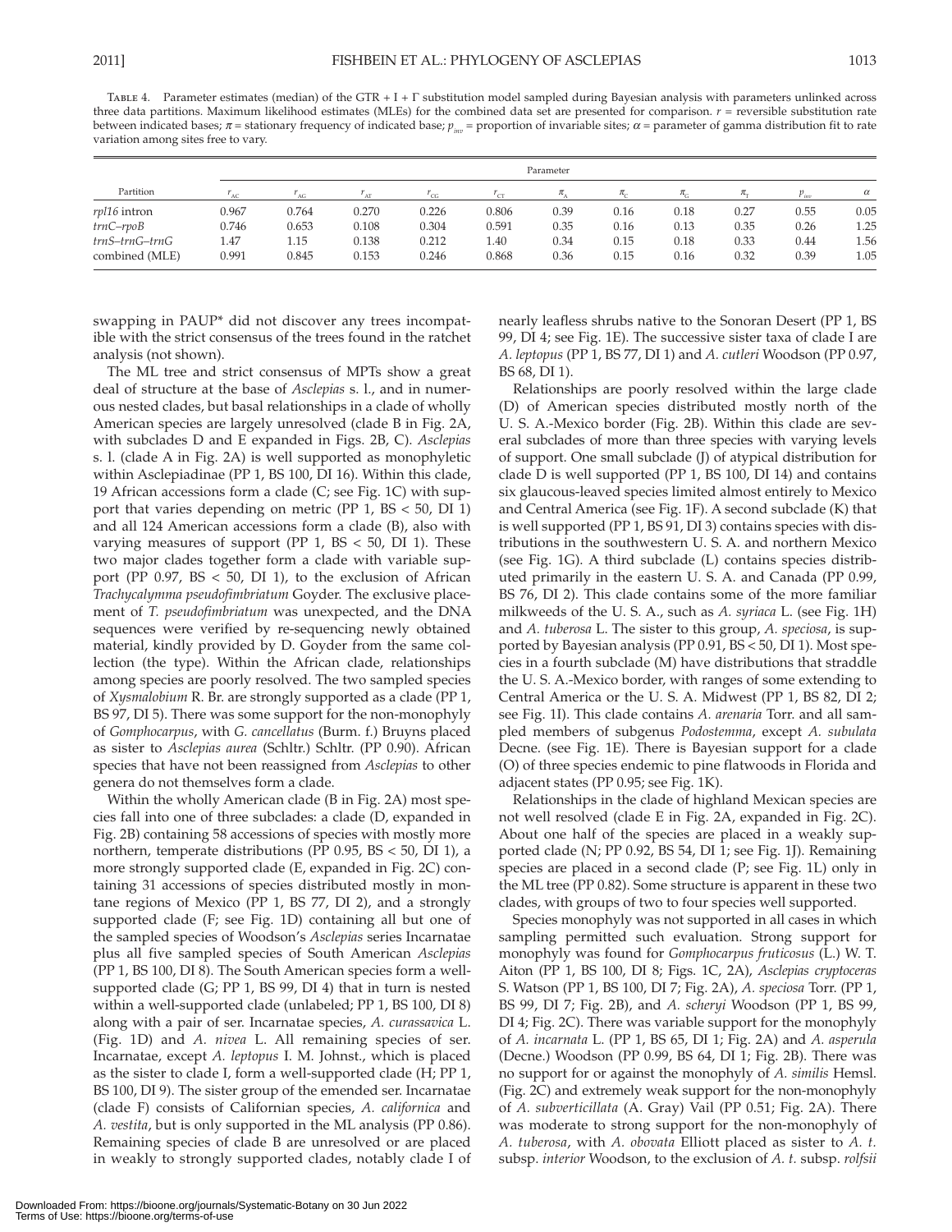TABLE 4. Parameter estimates (median) of the GTR + I + Γ substitution model sampled during Bayesian analysis with parameters unlinked across three data partitions. Maximum likelihood estimates (MLEs) for the combined data set are presented for comparison. $r$ = reversible substitution rate between indicated bases; $\pi$ = stationary frequency of indicated base; $p_{inv}$ = proportion of invariable sites; $\alpha$ = parameter of gamma distribution fit to rate variation among sites free to vary.

| Partition | Parameter | | | | | | | | | | |
|---|---|---|---|---|---|---|---|---|---|---|---|
| | $r_{AC}$ | $r_{AG}$ | $r_{AT}$ | $r_{CG}$ | $r_{CT}$ | $\pi_A$ | $\pi_C$ | $\pi_G$ | $\pi_T$ | $p_{inv}$ | $\alpha$ |
| *rpl16* intron | 0.967 | 0.764 | 0.270 | 0.226 | 0.806 | 0.39 | 0.16 | 0.18 | 0.27 | 0.55 | 0.05 |
| *trnC–rpoB* | 0.746 | 0.653 | 0.108 | 0.304 | 0.591 | 0.35 | 0.16 | 0.13 | 0.35 | 0.26 | 1.25 |
| *trnS–trnG–trnG* | 1.47 | 1.15 | 0.138 | 0.212 | 1.40 | 0.34 | 0.15 | 0.18 | 0.33 | 0.44 | 1.56 |
| combined (MLE) | 0.991 | 0.845 | 0.153 | 0.246 | 0.868 | 0.36 | 0.15 | 0.16 | 0.32 | 0.39 | 1.05 |

swapping in PAUP* did not discover any trees incompatible with the strict consensus of the trees found in the ratchet analysis (not shown).

The ML tree and strict consensus of MPTs show a great deal of structure at the base of *Asclepias* s. l., and in numerous nested clades, but basal relationships in a clade of wholly American species are largely unresolved (clade B in Fig. 2A, with subclades D and E expanded in Figs. 2B, C). *Asclepias* s. l. (clade A in Fig. 2A) is well supported as monophyletic within Asclepiadinae (PP 1, BS 100, DI 16). Within this clade, 19 African accessions form a clade (C; see Fig. 1C) with support that varies depending on metric (PP 1, BS < 50, DI 1) and all 124 American accessions form a clade (B), also with varying measures of support (PP 1, BS < 50, DI 1). These two major clades together form a clade with variable support (PP 0.97, BS < 50, DI 1), to the exclusion of African *Trachycalymma pseudofimbriatum* Goyder. The exclusive placement of *T. pseudofimbriatum* was unexpected, and the DNA sequences were verified by re-sequencing newly obtained material, kindly provided by D. Goyder from the same collection (the type). Within the African clade, relationships among species are poorly resolved. The two sampled species of *Xysmalobium* R. Br. are strongly supported as a clade (PP 1, BS 97, DI 5). There was some support for the non-monophyly of *Gomphocarpus*, with *G. cancellatus* (Burm. f.) Bruyns placed as sister to *Asclepias aurea* (Schltr.) Schltr. (PP 0.90). African species that have not been reassigned from *Asclepias* to other genera do not themselves form a clade.

Within the wholly American clade (B in Fig. 2A) most species fall into one of three subclades: a clade (D, expanded in Fig. 2B) containing 58 accessions of species with mostly more northern, temperate distributions (PP 0.95, BS < 50, DI 1), a more strongly supported clade (E, expanded in Fig. 2C) containing 31 accessions of species distributed mostly in montane regions of Mexico (PP 1, BS 77, DI 2), and a strongly supported clade (F; see Fig. 1D) containing all but one of the sampled species of Woodson's *Asclepias* series Incarnatae plus all five sampled species of South American *Asclepias* (PP 1, BS 100, DI 8). The South American species form a well-supported clade (G; PP 1, BS 99, DI 4) that in turn is nested within a well-supported clade (unlabeled; PP 1, BS 100, DI 8) along with a pair of ser. Incarnatae species, *A. curassavica* L. (Fig. 1D) and *A. nivea* L. All remaining species of ser. Incarnatae, except *A. leptopus* I. M. Johnst., which is placed as the sister to clade I, form a well-supported clade (H; PP 1, BS 100, DI 9). The sister group of the emended ser. Incarnatae (clade F) consists of Californian species, *A. californica* and *A. vestita*, but is only supported in the ML analysis (PP 0.86). Remaining species of clade B are unresolved or are placed in weakly to strongly supported clades, notably clade I of nearly leafless shrubs native to the Sonoran Desert (PP 1, BS 99, DI 4; see Fig. 1E). The successive sister taxa of clade I are *A. leptopus* (PP 1, BS 77, DI 1) and *A. cutleri* Woodson (PP 0.97, BS 68, DI 1).

Relationships are poorly resolved within the large clade (D) of American species distributed mostly north of the U. S. A.-Mexico border (Fig. 2B). Within this clade are several subclades of more than three species with varying levels of support. One small subclade (J) of atypical distribution for clade D is well supported (PP 1, BS 100, DI 14) and contains six glaucous-leaved species limited almost entirely to Mexico and Central America (see Fig. 1F). A second subclade (K) that is well supported (PP 1, BS 91, DI 3) contains species with distributions in the southwestern U. S. A. and northern Mexico (see Fig. 1G). A third subclade (L) contains species distributed primarily in the eastern U. S. A. and Canada (PP 0.99, BS 76, DI 2). This clade contains some of the more familiar milkweeds of the U. S. A., such as *A. syriaca* L. (see Fig. 1H) and *A. tuberosa* L. The sister to this group, *A. speciosa*, is supported by Bayesian analysis (PP 0.91, BS < 50, DI 1). Most species in a fourth subclade (M) have distributions that straddle the U. S. A.-Mexico border, with ranges of some extending to Central America or the U. S. A. Midwest (PP 1, BS 82, DI 2; see Fig. 1I). This clade contains *A. arenaria* Torr. and all sampled members of subgenus *Podostemma*, except *A. subulata* Decne. (see Fig. 1E). There is Bayesian support for a clade (O) of three species endemic to pine flatwoods in Florida and adjacent states (PP 0.95; see Fig. 1K).

Relationships in the clade of highland Mexican species are not well resolved (clade E in Fig. 2A, expanded in Fig. 2C). About one half of the species are placed in a weakly supported clade (N; PP 0.92, BS 54, DI 1; see Fig. 1J). Remaining species are placed in a second clade (P; see Fig. 1L) only in the ML tree (PP 0.82). Some structure is apparent in these two clades, with groups of two to four species well supported.

Species monophyly was not supported in all cases in which sampling permitted such evaluation. Strong support for monophyly was found for *Gomphocarpus fruticosus* (L.) W. T. Aiton (PP 1, BS 100, DI 8; Figs. 1C, 2A), *Asclepias cryptoceras* S. Watson (PP 1, BS 100, DI 7; Fig. 2A), *A. speciosa* Torr. (PP 1, BS 99, DI 7; Fig. 2B), and *A. scheryi* Woodson (PP 1, BS 99, DI 4; Fig. 2C). There was variable support for the monophyly of *A. incarnata* L. (PP 1, BS 65, DI 1; Fig. 2A) and *A. asperula* (Decne.) Woodson (PP 0.99, BS 64, DI 1; Fig. 2B). There was no support for or against the monophyly of *A. similis* Hemsl. (Fig. 2C) and extremely weak support for the non-monophyly of *A. subverticillata* (A. Gray) Vail (PP 0.51; Fig. 2A). There was moderate to strong support for the non-monophyly of *A. tuberosa*, with *A. obovata* Elliott placed as sister to *A. t.* subsp. *interior* Woodson, to the exclusion of *A. t.* subsp. *rolfsii*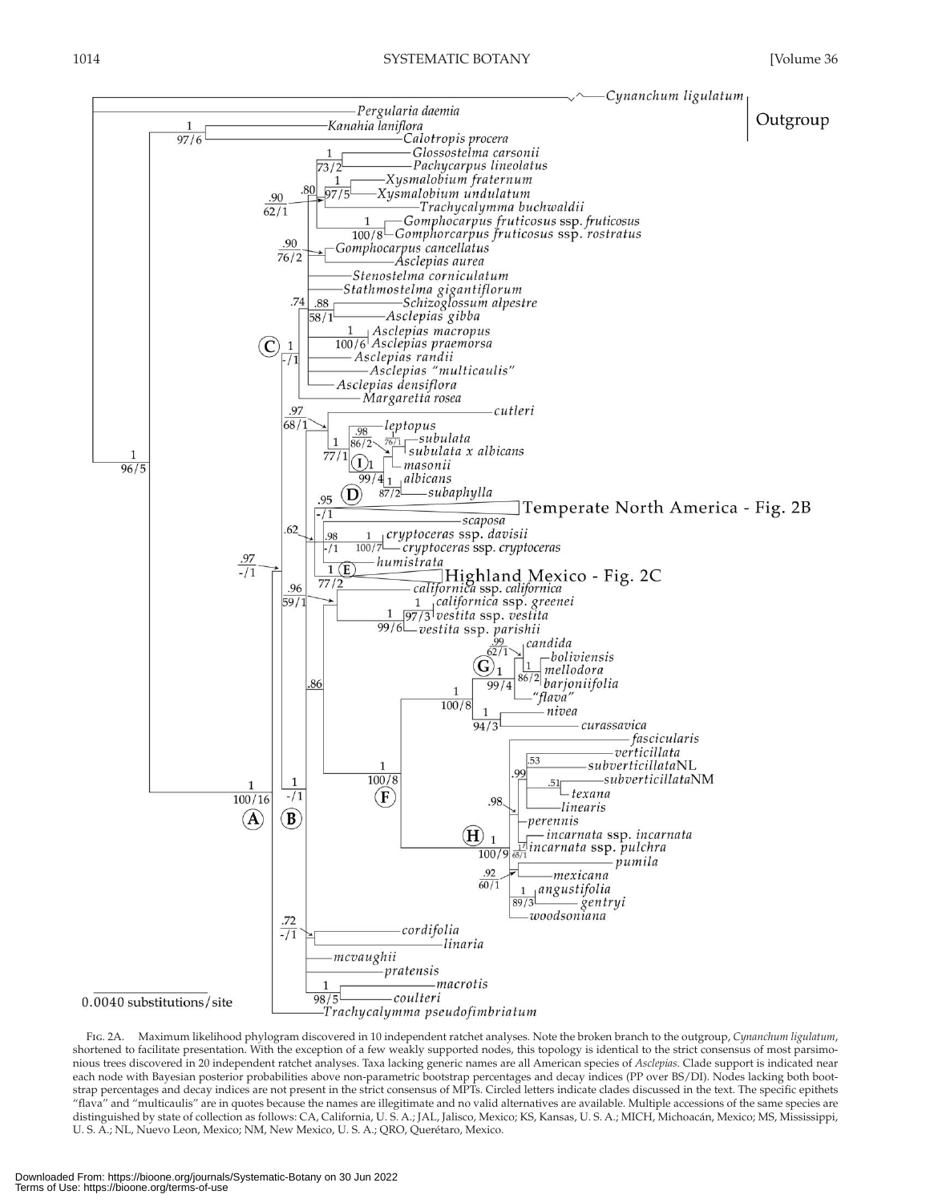Fig. 2A. Maximum likelihood phylogram discovered in 10 independent ratchet analyses. Note the broken branch to the outgroup, *Cynanchum ligulatum*, shortened to facilitate presentation. With the exception of a few weakly supported nodes, this topology is identical to the strict consensus of most parsimonious trees discovered in 20 independent ratchet analyses. Taxa lacking generic names are all American species of *Asclepias*. Clade support is indicated near each node with Bayesian posterior probabilities above non-parametric bootstrap percentages and decay indices (PP over BS/DI). Nodes lacking both bootstrap percentages and decay indices are not present in the strict consensus of MPTs. Circled letters indicate clades discussed in the text. The specific epithets "flava" and "multicaulis" are in quotes because the names are illegitimate and no valid alternatives are available. Multiple accessions of the same species are distinguished by state of collection as follows: CA, California, U. S. A.; JAL, Jalisco, Mexico; KS, Kansas, U. S. A.; MICH, Michoacán, Mexico; MS, Mississippi, U. S. A.; NL, Nuevo Leon, Mexico; NM, New Mexico, U. S. A.; QRO, Querétaro, Mexico.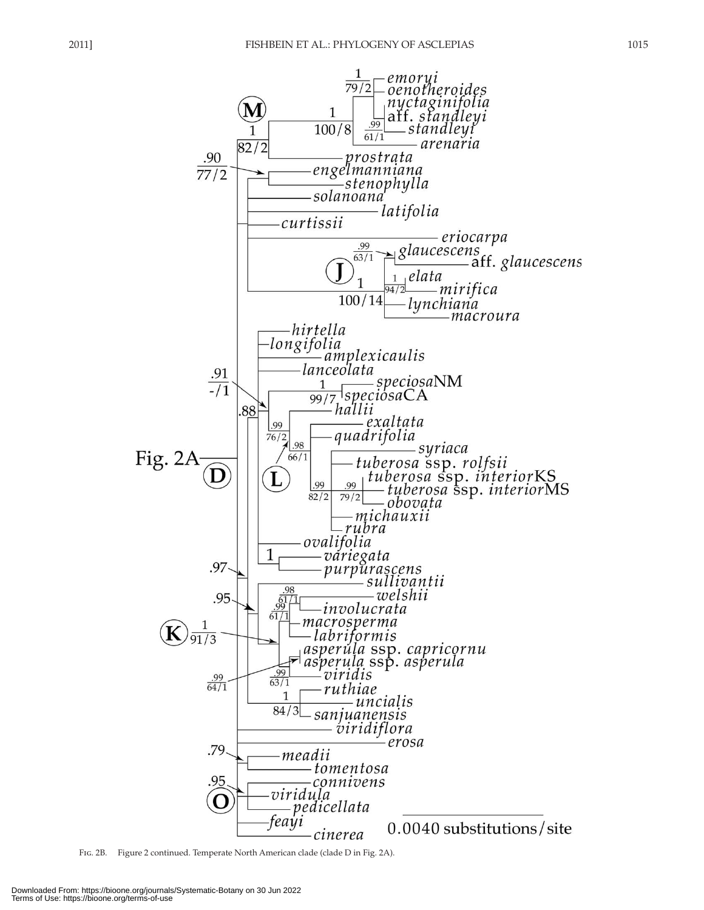FIG. 2B. Figure 2 continued. Temperate North American clade (clade D in Fig. 2A).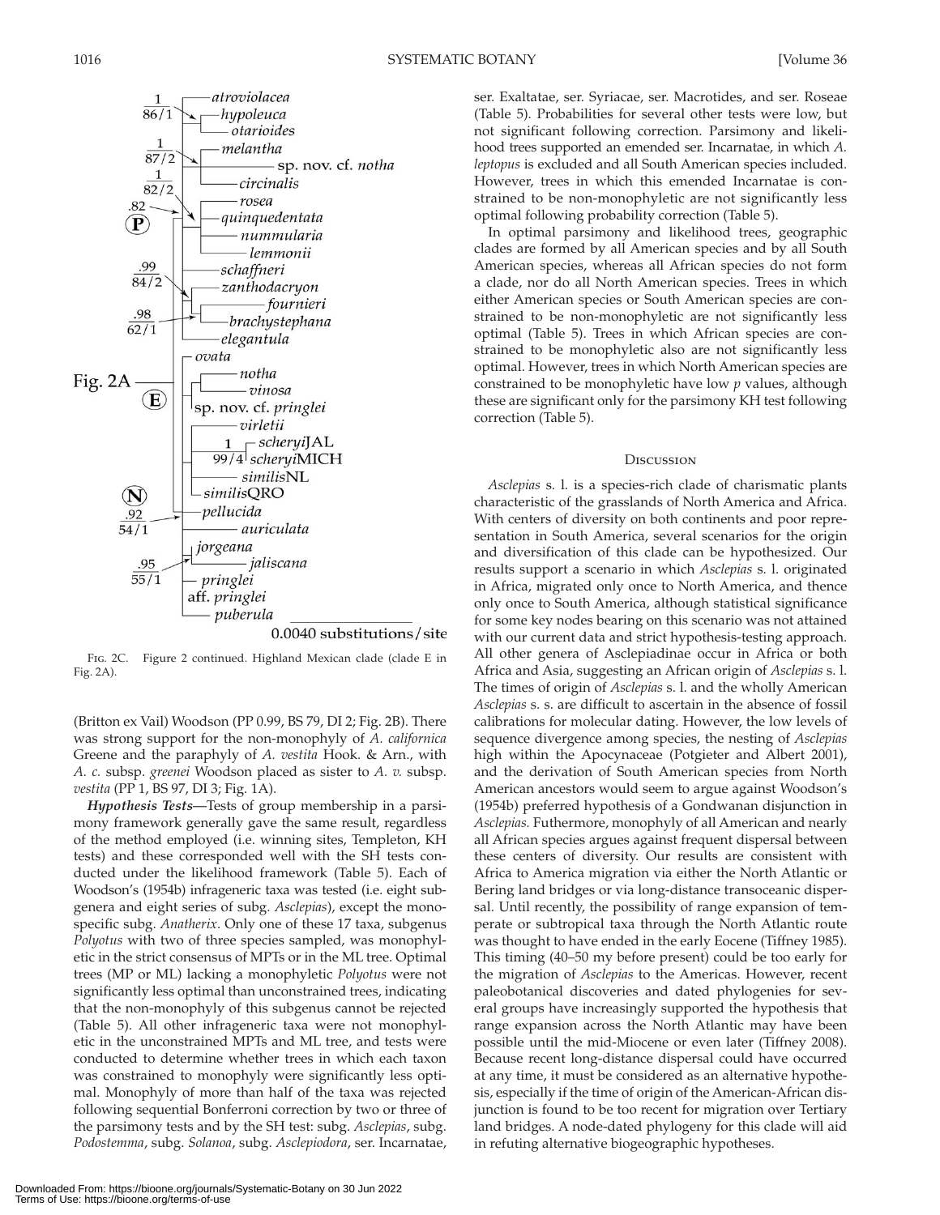Fig. 2C. Figure 2 continued. Highland Mexican clade (clade E in Fig. 2A).

(Britton ex Vail) Woodson (PP 0.99, BS 79, DI 2; Fig. 2B). There was strong support for the non-monophyly of *A. californica* Greene and the paraphyly of *A. vestita* Hook. & Arn., with *A. c.* subsp. *greenei* Woodson placed as sister to *A. v.* subsp. *vestita* (PP 1, BS 97, DI 3; Fig. 1A).

***Hypothesis Tests***—Tests of group membership in a parsimony framework generally gave the same result, regardless of the method employed (i.e. winning sites, Templeton, KH tests) and these corresponded well with the SH tests conducted under the likelihood framework (Table 5). Each of Woodson's (1954b) infrageneric taxa was tested (i.e. eight subgenera and eight series of subg. *Asclepias*), except the monospecific subg. *Anatherix*. Only one of these 17 taxa, subgenus *Polyotus* with two of three species sampled, was monophyletic in the strict consensus of MPTs or in the ML tree. Optimal trees (MP or ML) lacking a monophyletic *Polyotus* were not significantly less optimal than unconstrained trees, indicating that the non-monophyly of this subgenus cannot be rejected (Table 5). All other infrageneric taxa were not monophyletic in the unconstrained MPTs and ML tree, and tests were conducted to determine whether trees in which each taxon was constrained to monophyly were significantly less optimal. Monophyly of more than half of the taxa was rejected following sequential Bonferroni correction by two or three of the parsimony tests and by the SH test: subg. *Asclepias*, subg. *Podostemma*, subg. *Solanoa*, subg. *Asclepiodora*, ser. Incarnatae, ser. Exaltatae, ser. Syriacae, ser. Macrotides, and ser. Roseae (Table 5). Probabilities for several other tests were low, but not significant following correction. Parsimony and likelihood trees supported an emended ser. Incarnatae, in which *A. leptopus* is excluded and all South American species included. However, trees in which this emended Incarnatae is constrained to be non-monophyletic are not significantly less optimal following probability correction (Table 5).

In optimal parsimony and likelihood trees, geographic clades are formed by all American species and by all South American species, whereas all African species do not form a clade, nor do all North American species. Trees in which either American species or South American species are constrained to be non-monophyletic are not significantly less optimal (Table 5). Trees in which African species are constrained to be monophyletic also are not significantly less optimal. However, trees in which North American species are constrained to be monophyletic have low *p* values, although these are significant only for the parsimony KH test following correction (Table 5).

## Discussion

*Asclepias* s. l. is a species-rich clade of charismatic plants characteristic of the grasslands of North America and Africa. With centers of diversity on both continents and poor representation in South America, several scenarios for the origin and diversification of this clade can be hypothesized. Our results support a scenario in which *Asclepias* s. l. originated in Africa, migrated only once to North America, and thence only once to South America, although statistical significance for some key nodes bearing on this scenario was not attained with our current data and strict hypothesis-testing approach. All other genera of Asclepiadinae occur in Africa or both Africa and Asia, suggesting an African origin of *Asclepias* s. l. The times of origin of *Asclepias* s. l. and the wholly American *Asclepias* s. s. are difficult to ascertain in the absence of fossil calibrations for molecular dating. However, the low levels of sequence divergence among species, the nesting of *Asclepias* high within the Apocynaceae (Potgieter and Albert 2001), and the derivation of South American species from North American ancestors would seem to argue against Woodson's (1954b) preferred hypothesis of a Gondwanan disjunction in *Asclepias.* Futhermore, monophyly of all American and nearly all African species argues against frequent dispersal between these centers of diversity. Our results are consistent with Africa to America migration via either the North Atlantic or Bering land bridges or via long-distance transoceanic dispersal. Until recently, the possibility of range expansion of temperate or subtropical taxa through the North Atlantic route was thought to have ended in the early Eocene (Tiffney 1985). This timing (40–50 my before present) could be too early for the migration of *Asclepias* to the Americas. However, recent paleobotanical discoveries and dated phylogenies for several groups have increasingly supported the hypothesis that range expansion across the North Atlantic may have been possible until the mid-Miocene or even later (Tiffney 2008). Because recent long-distance dispersal could have occurred at any time, it must be considered as an alternative hypothesis, especially if the time of origin of the American-African disjunction is found to be too recent for migration over Tertiary land bridges. A node-dated phylogeny for this clade will aid in refuting alternative biogeographic hypotheses.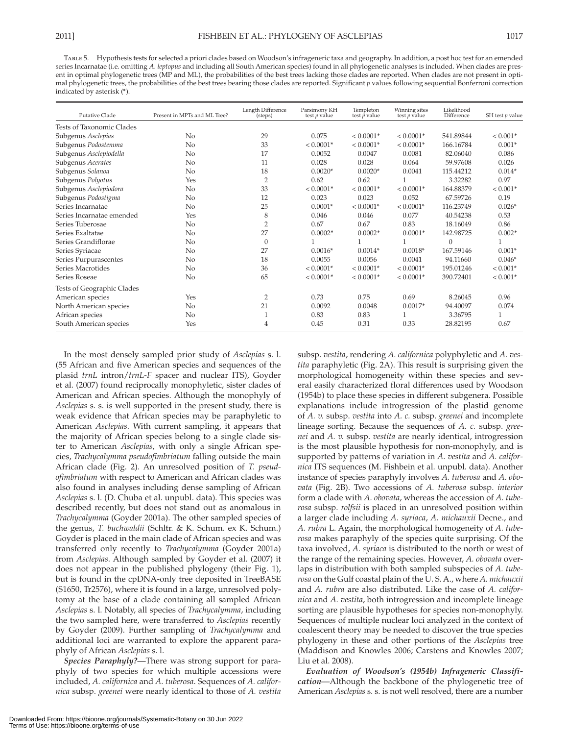Table 5. Hypothesis tests for selected a priori clades based on Woodson's infrageneric taxa and geography. In addition, a post hoc test for an emended series Incarnatae (i.e. omitting *A. leptopus* and including all South American species) found in all phylogenetic analyses is included. When clades are present in optimal phylogenetic trees (MP and ML), the probabilities of the best trees lacking those clades are reported. When clades are not present in optimal phylogenetic trees, the probabilities of the best trees bearing those clades are reported. Significant *p* values following sequential Bonferroni correction indicated by asterisk (*).

| Putative Clade | Present in MPTs and ML Tree? | Length Difference (steps) | Parsimony KH test *p* value | Templeton test *p* value | Winning sites test *p* value | Likelihood Difference | SH test *p* value |
|---|---|---|---|---|---|---|---|
| Tests of Taxonomic Clades | | | | | | | |
| Subgenus *Asclepias* | No | 29 | 0.075 | < 0.0001* | < 0.0001* | 541.89844 | < 0.001* |
| Subgenus *Podostemma* | No | 33 | < 0.0001* | < 0.0001* | < 0.0001* | 166.16784 | 0.001* |
| Subgenus *Asclepiodella* | No | 17 | 0.0052 | 0.0047 | 0.0081 | 82.06040 | 0.086 |
| Subgenus *Acerates* | No | 11 | 0.028 | 0.028 | 0.064 | 59.97608 | 0.026 |
| Subgenus *Solanoa* | No | 18 | 0.0020* | 0.0020* | 0.0041 | 115.44212 | 0.014* |
| Subgenus *Polyotus* | Yes | 2 | 0.62 | 0.62 | 1 | 3.32282 | 0.97 |
| Subgenus *Asclepiodora* | No | 33 | < 0.0001* | < 0.0001* | < 0.0001* | 164.88379 | < 0.001* |
| Subgenus *Podostigma* | No | 12 | 0.023 | 0.023 | 0.052 | 67.59726 | 0.19 |
| Series Incarnatae | No | 25 | 0.0001* | < 0.0001* | < 0.0001* | 116.23749 | 0.026* |
| Series Incarnatae emended | Yes | 8 | 0.046 | 0.046 | 0.077 | 40.54238 | 0.53 |
| Series Tuberosae | No | 2 | 0.67 | 0.67 | 0.83 | 18.16049 | 0.86 |
| Series Exaltatae | No | 27 | 0.0002* | 0.0002* | 0.0001* | 142.98725 | 0.002* |
| Series Grandiflorae | No | 0 | 1 | 1 | 1 | 0 | 1 |
| Series Syriacae | No | 27 | 0.0016* | 0.0014* | 0.0018* | 167.59146 | 0.001* |
| Series Purpurascentes | No | 18 | 0.0055 | 0.0056 | 0.0041 | 94.11660 | 0.046* |
| Series Macrotides | No | 36 | < 0.0001* | < 0.0001* | < 0.0001* | 195.01246 | < 0.001* |
| Series Roseae | No | 65 | < 0.0001* | < 0.0001* | < 0.0001* | 390.72401 | < 0.001* |
| Tests of Geographic Clades | | | | | | | |
| American species | Yes | 2 | 0.73 | 0.75 | 0.69 | 8.26045 | 0.96 |
| North American species | No | 21 | 0.0092 | 0.0048 | 0.0017* | 94.40097 | 0.074 |
| African species | No | 1 | 0.83 | 0.83 | 1 | 3.36795 | 1 |
| South American species | Yes | 4 | 0.45 | 0.31 | 0.33 | 28.82195 | 0.67 |

In the most densely sampled prior study of *Asclepias* s. l. (55 African and five American species and sequences of the plastid *trnL* intron/*trnL-F* spacer and nuclear ITS), Goyder et al. (2007) found reciprocally monophyletic, sister clades of American and African species. Although the monophyly of *Asclepias* s. s. is well supported in the present study, there is weak evidence that African species may be paraphyletic to American *Asclepias*. With current sampling, it appears that the majority of African species belong to a single clade sister to American *Asclepias*, with only a single African species, *Trachycalymma pseudofimbriatum* falling outside the main African clade (Fig. 2). An unresolved position of *T. pseudofimbriatum* with respect to American and African clades was also found in analyses including dense sampling of African *Asclepias* s. l. (D. Chuba et al. unpubl. data). This species was described recently, but does not stand out as anomalous in *Trachycalymma* (Goyder 2001a). The other sampled species of the genus, *T. buchwaldii* (Schltr. & K. Schum. ex K. Schum.) Goyder is placed in the main clade of African species and was transferred only recently to *Trachycalymma* (Goyder 2001a) from *Asclepias*. Although sampled by Goyder et al. (2007) it does not appear in the published phylogeny (their Fig. 1), but is found in the cpDNA-only tree deposited in TreeBASE (S1650, Tr2576), where it is found in a large, unresolved polytomy at the base of a clade containing all sampled African *Asclepias* s. l. Notably, all species of *Trachycalymma*, including the two sampled here, were transferred to *Asclepias* recently by Goyder (2009). Further sampling of *Trachycalymma* and additional loci are warranted to explore the apparent paraphyly of African *Asclepias* s. l.

***Species Paraphyly?***—There was strong support for paraphyly of two species for which multiple accessions were included, *A. californica* and *A. tuberosa*. Sequences of *A. californica* subsp. *greenei* were nearly identical to those of *A. vestita* subsp. *vestita*, rendering *A. californica* polyphyletic and *A. vestita* paraphyletic (Fig. 2A). This result is surprising given the morphological homogeneity within these species and several easily characterized floral differences used by Woodson (1954b) to place these species in different subgenera. Possible explanations include introgression of the plastid genome of *A. v.* subsp. *vestita* into *A. c.* subsp. *greenei* and incomplete lineage sorting. Because the sequences of *A. c.* subsp. *greenei* and *A. v.* subsp. *vestita* are nearly identical, introgression is the most plausible hypothesis for non-monophyly, and is supported by patterns of variation in *A. vestita* and *A. californica* ITS sequences (M. Fishbein et al. unpubl. data). Another instance of species paraphyly involves *A. tuberosa* and *A. obovata* (Fig. 2B). Two accessions of *A. tuberosa* subsp. *interior* form a clade with *A. obovata*, whereas the accession of *A. tuberosa* subsp. *rolfsii* is placed in an unresolved position within a larger clade including *A. syriaca*, *A. michauxii* Decne., and *A. rubra* L. Again, the morphological homogeneity of *A. tuberosa* makes paraphyly of the species quite surprising. Of the taxa involved, *A. syriaca* is distributed to the north or west of the range of the remaining species. However, *A. obovata* overlaps in distribution with both sampled subspecies of *A. tuberosa* on the Gulf coastal plain of the U. S. A., where *A. michauxii* and *A. rubra* are also distributed. Like the case of *A. californica* and *A. vestita*, both introgression and incomplete lineage sorting are plausible hypotheses for species non-monophyly. Sequences of multiple nuclear loci analyzed in the context of coalescent theory may be needed to discover the true species phylogeny in these and other portions of the *Asclepias* tree (Maddison and Knowles 2006; Carstens and Knowles 2007; Liu et al. 2008).

***Evaluation of Woodson's (1954b) Infrageneric Classification***—Although the backbone of the phylogenetic tree of American *Asclepias* s. s. is not well resolved, there are a number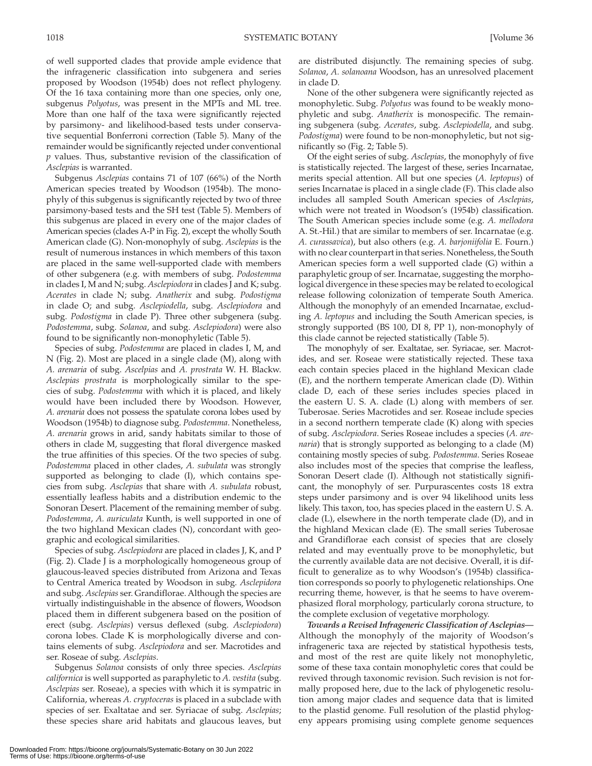of well supported clades that provide ample evidence that the infrageneric classification into subgenera and series proposed by Woodson (1954b) does not reflect phylogeny. Of the 16 taxa containing more than one species, only one, subgenus *Polyotus*, was present in the MPTs and ML tree. More than one half of the taxa were significantly rejected by parsimony- and likelihood-based tests under conservative sequential Bonferroni correction (Table 5). Many of the remainder would be significantly rejected under conventional *p* values. Thus, substantive revision of the classification of *Asclepias* is warranted.

Subgenus *Asclepias* contains 71 of 107 (66%) of the North American species treated by Woodson (1954b). The monophyly of this subgenus is significantly rejected by two of three parsimony-based tests and the SH test (Table 5). Members of this subgenus are placed in every one of the major clades of American species (clades A-P in Fig. 2), except the wholly South American clade (G). Non-monophyly of subg. *Asclepias* is the result of numerous instances in which members of this taxon are placed in the same well-supported clade with members of other subgenera (e.g. with members of subg. *Podostemma* in clades I, M and N; subg. *Asclepiodora* in clades J and K; subg. *Acerates* in clade N; subg. *Anatherix* and subg. *Podostigma* in clade O; and subg. *Asclepiodella*, subg. *Asclepiodora* and subg. *Podostigma* in clade P). Three other subgenera (subg. *Podostemma*, subg. *Solanoa*, and subg. *Asclepiodora*) were also found to be significantly non-monophyletic (Table 5).

Species of subg. *Podostemma* are placed in clades I, M, and N (Fig. 2). Most are placed in a single clade (M), along with *A. arenaria* of subg. *Ascelpias* and *A. prostrata* W. H. Blackw. *Asclepias prostrata* is morphologically similar to the species of subg. *Podostemma* with which it is placed, and likely would have been included there by Woodson. However, *A. arenaria* does not possess the spatulate corona lobes used by Woodson (1954b) to diagnose subg. *Podostemma*. Nonetheless, *A. arenaria* grows in arid, sandy habitats similar to those of others in clade M, suggesting that floral divergence masked the true affinities of this species. Of the two species of subg. *Podostemma* placed in other clades, *A. subulata* was strongly supported as belonging to clade (I), which contains species from subg. *Asclepias* that share with *A. subulata* robust, essentially leafless habits and a distribution endemic to the Sonoran Desert. Placement of the remaining member of subg. *Podostemma*, *A. auriculata* Kunth, is well supported in one of the two highland Mexican clades (N), concordant with geographic and ecological similarities.

Species of subg. *Asclepiodora* are placed in clades J, K, and P (Fig. 2). Clade J is a morphologically homogeneous group of glaucous-leaved species distributed from Arizona and Texas to Central America treated by Woodson in subg. *Asclepidora* and subg. *Asclepias* ser. Grandiflorae. Although the species are virtually indistinguishable in the absence of flowers, Woodson placed them in different subgenera based on the position of erect (subg. *Asclepias*) versus deflexed (subg. *Asclepiodora*) corona lobes. Clade K is morphologically diverse and contains elements of subg. *Asclepiodora* and ser. Macrotides and ser. Roseae of subg. *Asclepias*.

Subgenus *Solanoa* consists of only three species. *Asclepias californica* is well supported as paraphyletic to *A. vestita* (subg. *Asclepias* ser. Roseae), a species with which it is sympatric in California, whereas *A. cryptoceras* is placed in a subclade with species of ser. Exaltatae and ser. Syriacae of subg. *Asclepias*; these species share arid habitats and glaucous leaves, but are distributed disjunctly. The remaining species of subg. *Solanoa*, *A. solanoana* Woodson, has an unresolved placement in clade D.

None of the other subgenera were significantly rejected as monophyletic. Subg. *Polyotus* was found to be weakly monophyletic and subg. *Anatherix* is monospecific. The remaining subgenera (subg. *Acerates*, subg. *Asclepiodella*, and subg. *Podostigma*) were found to be non-monophyletic, but not significantly so (Fig. 2; Table 5).

Of the eight series of subg. *Asclepias*, the monophyly of five is statistically rejected. The largest of these, series Incarnatae, merits special attention. All but one species (*A. leptopus*) of series Incarnatae is placed in a single clade (F). This clade also includes all sampled South American species of *Asclepias*, which were not treated in Woodson's (1954b) classification. The South American species include some (e.g. *A. mellodora* A. St.-Hil.) that are similar to members of ser. Incarnatae (e.g. *A. curassavica*), but also others (e.g. *A. barjoniifolia* E. Fourn.) with no clear counterpart in that series. Nonetheless, the South American species form a well supported clade (G) within a paraphyletic group of ser. Incarnatae, suggesting the morphological divergence in these species may be related to ecological release following colonization of temperate South America. Although the monophyly of an emended Incarnatae, excluding *A. leptopus* and including the South American species, is strongly supported (BS 100, DI 8, PP 1), non-monophyly of this clade cannot be rejected statistically (Table 5).

The monophyly of ser. Exaltatae, ser. Syriacae, ser. Macrotides, and ser. Roseae were statistically rejected. These taxa each contain species placed in the highland Mexican clade (E), and the northern temperate American clade (D). Within clade D, each of these series includes species placed in the eastern U. S. A. clade (L) along with members of ser. Tuberosae. Series Macrotides and ser. Roseae include species in a second northern temperate clade (K) along with species of subg. *Asclepiodora*. Series Roseae includes a species (*A. arenaria*) that is strongly supported as belonging to a clade (M) containing mostly species of subg. *Podostemma*. Series Roseae also includes most of the species that comprise the leafless, Sonoran Desert clade (I). Although not statistically significant, the monophyly of ser. Purpurascentes costs 18 extra steps under parsimony and is over 94 likelihood units less likely. This taxon, too, has species placed in the eastern U. S. A. clade (L), elsewhere in the north temperate clade (D), and in the highland Mexican clade (E). The small series Tuberosae and Grandiflorae each consist of species that are closely related and may eventually prove to be monophyletic, but the currently available data are not decisive. Overall, it is difficult to generalize as to why Woodson's (1954b) classification corresponds so poorly to phylogenetic relationships. One recurring theme, however, is that he seems to have overemphasized floral morphology, particularly corona structure, to the complete exclusion of vegetative morphology.

***Towards a Revised Infrageneric Classification of Asclepias***—Although the monophyly of the majority of Woodson's infrageneric taxa are rejected by statistical hypothesis tests, and most of the rest are quite likely not monophyletic, some of these taxa contain monophyletic cores that could be revived through taxonomic revision. Such revision is not formally proposed here, due to the lack of phylogenetic resolution among major clades and sequence data that is limited to the plastid genome. Full resolution of the plastid phylogeny appears promising using complete genome sequences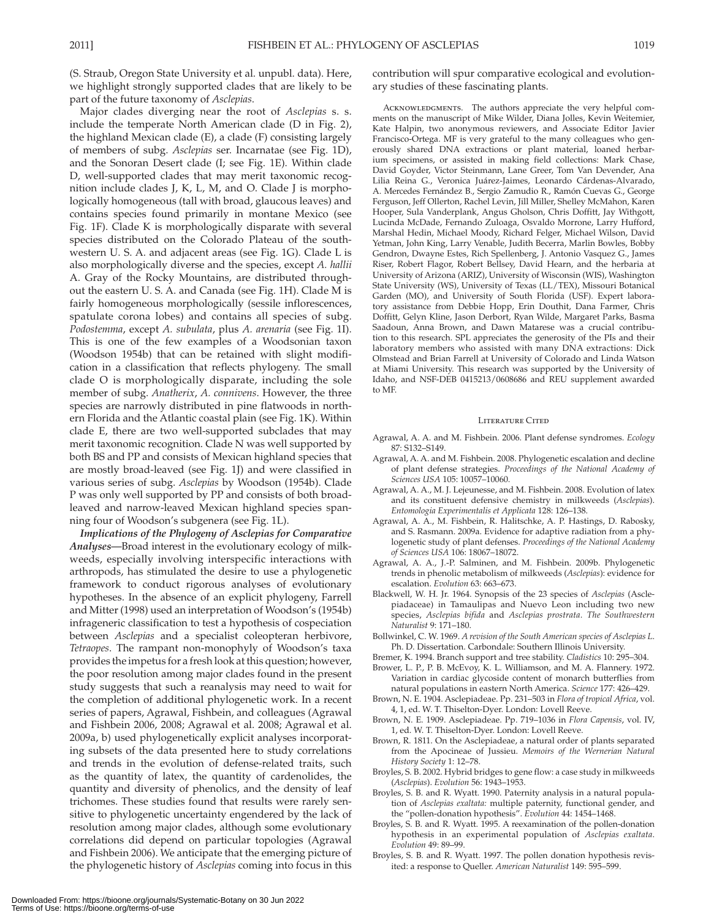(S. Straub, Oregon State University et al. unpubl. data). Here, we highlight strongly supported clades that are likely to be part of the future taxonomy of *Asclepias*.

Major clades diverging near the root of *Asclepias* s. s. include the temperate North American clade (D in Fig. 2), the highland Mexican clade (E), a clade (F) consisting largely of members of subg. *Asclepias* ser. Incarnatae (see Fig. 1D), and the Sonoran Desert clade (I; see Fig. 1E). Within clade D, well-supported clades that may merit taxonomic recognition include clades J, K, L, M, and O. Clade J is morphologically homogeneous (tall with broad, glaucous leaves) and contains species found primarily in montane Mexico (see Fig. 1F). Clade K is morphologically disparate with several species distributed on the Colorado Plateau of the southwestern U. S. A. and adjacent areas (see Fig. 1G). Clade L is also morphologically diverse and the species, except *A. hallii* A. Gray of the Rocky Mountains, are distributed throughout the eastern U. S. A. and Canada (see Fig. 1H). Clade M is fairly homogeneous morphologically (sessile inflorescences, spatulate corona lobes) and contains all species of subg. *Podostemma*, except *A. subulata*, plus *A. arenaria* (see Fig. 1I). This is one of the few examples of a Woodsonian taxon (Woodson 1954b) that can be retained with slight modification in a classification that reflects phylogeny. The small clade O is morphologically disparate, including the sole member of subg. *Anatherix*, *A. connivens*. However, the three species are narrowly distributed in pine flatwoods in northern Florida and the Atlantic coastal plain (see Fig. 1K). Within clade E, there are two well-supported subclades that may merit taxonomic recognition. Clade N was well supported by both BS and PP and consists of Mexican highland species that are mostly broad-leaved (see Fig. 1J) and were classified in various series of subg. *Asclepias* by Woodson (1954b). Clade P was only well supported by PP and consists of both broad-leaved and narrow-leaved Mexican highland species spanning four of Woodson's subgenera (see Fig. 1L).

***Implications of the Phylogeny of Asclepias for Comparative Analyses***—Broad interest in the evolutionary ecology of milkweeds, especially involving interspecific interactions with arthropods, has stimulated the desire to use a phylogenetic framework to conduct rigorous analyses of evolutionary hypotheses. In the absence of an explicit phylogeny, Farrell and Mitter (1998) used an interpretation of Woodson's (1954b) infrageneric classification to test a hypothesis of cospeciation between *Asclepias* and a specialist coleopteran herbivore, *Tetraopes*. The rampant non-monophyly of Woodson's taxa provides the impetus for a fresh look at this question; however, the poor resolution among major clades found in the present study suggests that such a reanalysis may need to wait for the completion of additional phylogenetic work. In a recent series of papers, Agrawal, Fishbein, and colleagues (Agrawal and Fishbein 2006, 2008; Agrawal et al. 2008; Agrawal et al. 2009a, b) used phylogenetically explicit analyses incorporating subsets of the data presented here to study correlations and trends in the evolution of defense-related traits, such as the quantity of latex, the quantity of cardenolides, the quantity and diversity of phenolics, and the density of leaf trichomes. These studies found that results were rarely sensitive to phylogenetic uncertainty engendered by the lack of resolution among major clades, although some evolutionary correlations did depend on particular topologies (Agrawal and Fishbein 2006). We anticipate that the emerging picture of the phylogenetic history of *Asclepias* coming into focus in this contribution will spur comparative ecological and evolutionary studies of these fascinating plants.

Acknowledgments. The authors appreciate the very helpful comments on the manuscript of Mike Wilder, Diana Jolles, Kevin Weitemier, Kate Halpin, two anonymous reviewers, and Associate Editor Javier Francisco-Ortega. MF is very grateful to the many colleagues who generously shared DNA extractions or plant material, loaned herbarium specimens, or assisted in making field collections: Mark Chase, David Goyder, Victor Steinmann, Lane Greer, Tom Van Devender, Ana Lilia Reina G., Veronica Juárez-Jaimes, Leonardo Cárdenas-Alvarado, A. Mercedes Fernández B., Sergio Zamudio R., Ramón Cuevas G., George Ferguson, Jeff Ollerton, Rachel Levin, Jill Miller, Shelley McMahon, Karen Hooper, Sula Vanderplank, Angus Gholson, Chris Doffitt, Jay Withgott, Lucinda McDade, Fernando Zuloaga, Osvaldo Morrone, Larry Hufford, Marshal Hedin, Michael Moody, Richard Felger, Michael Wilson, David Yetman, John King, Larry Venable, Judith Becerra, Marlin Bowles, Bobby Gendron, Dwayne Estes, Rich Spellenberg, J. Antonio Vasquez G., James Riser, Robert Flagor, Robert Bellsey, David Hearn, and the herbaria at University of Arizona (ARIZ), University of Wisconsin (WIS), Washington State University (WS), University of Texas (LL/TEX), Missouri Botanical Garden (MO), and University of South Florida (USF). Expert laboratory assistance from Debbie Hopp, Erin Douthit, Dana Farmer, Chris Doffitt, Gelyn Kline, Jason Derbort, Ryan Wilde, Margaret Parks, Basma Saadoun, Anna Brown, and Dawn Matarese was a crucial contribution to this research. SPL appreciates the generosity of the PIs and their laboratory members who assisted with many DNA extractions: Dick Olmstead and Brian Farrell at University of Colorado and Linda Watson at Miami University. This research was supported by the University of Idaho, and NSF-DEB 0415213/0608686 and REU supplement awarded to MF.

## Literature Cited

Agrawal, A. A. and M. Fishbein. 2006. Plant defense syndromes. *Ecology* 87: S132–S149.

Agrawal, A. A. and M. Fishbein. 2008. Phylogenetic escalation and decline of plant defense strategies. *Proceedings of the National Academy of Sciences USA* 105: 10057–10060.

Agrawal, A. A., M. J. Lejeunesse, and M. Fishbein. 2008. Evolution of latex and its constituent defensive chemistry in milkweeds (*Asclepias*). *Entomologia Experimentalis et Applicata* 128: 126–138.

Agrawal, A. A., M. Fishbein, R. Halitschke, A. P. Hastings, D. Rabosky, and S. Rasmann. 2009a. Evidence for adaptive radiation from a phylogenetic study of plant defenses. *Proceedings of the National Academy of Sciences USA* 106: 18067–18072.

Agrawal, A. A., J.-P. Salminen, and M. Fishbein. 2009b. Phylogenetic trends in phenolic metabolism of milkweeds (*Asclepias*): evidence for escalation. *Evolution* 63: 663–673.

Blackwell, W. H. Jr. 1964. Synopsis of the 23 species of *Asclepias* (Asclepiadaceae) in Tamaulipas and Nuevo Leon including two new species, *Asclepias bifida* and *Asclepias prostrata*. *The Southwestern Naturalist* 9: 171–180.

Bollwinkel, C. W. 1969. *A revision of the South American species of Asclepias L.* Ph. D. Dissertation. Carbondale: Southern Illinois University.

Bremer, K. 1994. Branch support and tree stability. *Cladistics* 10: 295–304.

Brower, L. P., P. B. McEvoy, K. L. Williamson, and M. A. Flannery. 1972. Variation in cardiac glycoside content of monarch butterflies from natural populations in eastern North America. *Science* 177: 426–429.

Brown, N. E. 1904. Asclepiadeae. Pp. 231–503 in *Flora of tropical Africa*, vol. 4, 1, ed. W. T. Thiselton-Dyer. London: Lovell Reeve.

Brown, N. E. 1909. Asclepiadeae. Pp. 719–1036 in *Flora Capensis*, vol. IV, 1, ed. W. T. Thiselton-Dyer. London: Lovell Reeve.

Brown, R. 1811. On the Asclepiadeae, a natural order of plants separated from the Apocineae of Jussieu. *Memoirs of the Wernerian Natural History Society* 1: 12–78.

Broyles, S. B. 2002. Hybrid bridges to gene flow: a case study in milkweeds (*Asclepias*). *Evolution* 56: 1943–1953.

Broyles, S. B. and R. Wyatt. 1990. Paternity analysis in a natural population of *Asclepias exaltata:* multiple paternity, functional gender, and the "pollen-donation hypothesis". *Evolution* 44: 1454–1468.

Broyles, S. B. and R. Wyatt. 1995. A reexamination of the pollen-donation hypothesis in an experimental population of *Asclepias exaltata*. *Evolution* 49: 89–99.

Broyles, S. B. and R. Wyatt. 1997. The pollen donation hypothesis revisited: a response to Queller. *American Naturalist* 149: 595–599.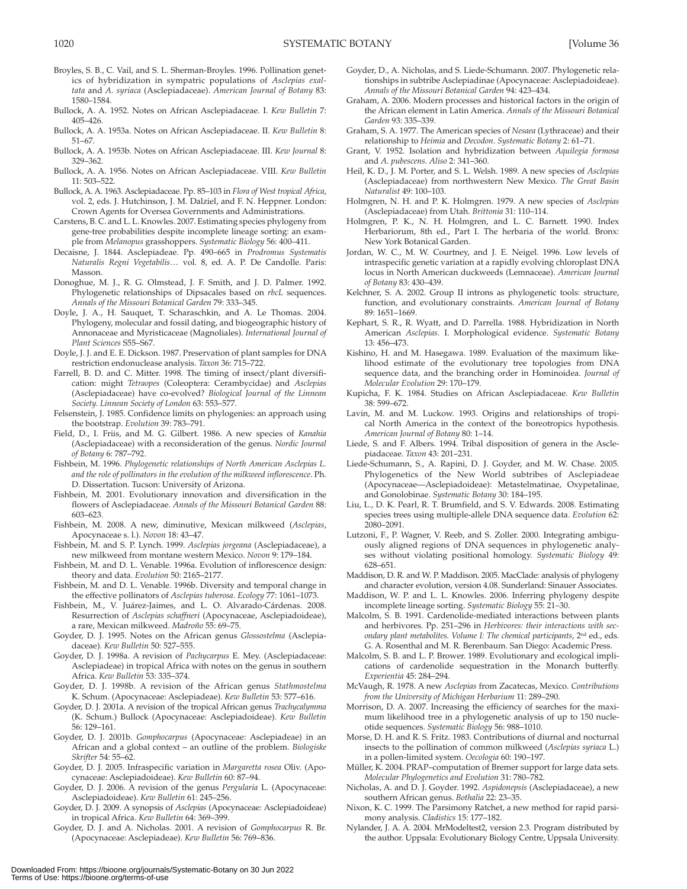Broyles, S. B., C. Vail, and S. L. Sherman-Broyles. 1996. Pollination genetics of hybridization in sympatric populations of *Asclepias exaltata* and *A. syriaca* (Asclepiadaceae). *American Journal of Botany* 83: 1580–1584.

Bullock, A. A. 1952. Notes on African Asclepiadaceae. I. *Kew Bulletin* 7: 405–426.

Bullock, A. A. 1953a. Notes on African Asclepiadaceae. II. *Kew Bulletin* 8: 51–67.

Bullock, A. A. 1953b. Notes on African Asclepiadaceae. III. *Kew Journal* 8: 329–362.

Bullock, A. A. 1956. Notes on African Asclepiadaceae. VIII. *Kew Bulletin* 11: 503–522.

Bullock, A. A. 1963. Asclepiadaceae. Pp. 85–103 in *Flora of West tropical Africa*, vol. 2, eds. J. Hutchinson, J. M. Dalziel, and F. N. Heppner. London: Crown Agents for Oversea Governments and Administrations.

Carstens, B. C. and L. L. Knowles. 2007. Estimating species phylogeny from gene-tree probabilities despite incomplete lineage sorting: an example from *Melanopus* grasshoppers. *Systematic Biology* 56: 400–411.

Decaisne, J. 1844. Asclepiadeae. Pp. 490–665 in *Prodromus Systematis Naturalis Regni Vegetabilis…* vol. 8, ed. A. P. De Candolle. Paris: Masson.

Donoghue, M. J., R. G. Olmstead, J. F. Smith, and J. D. Palmer. 1992. Phylogenetic relationships of Dipsacales based on *rbcL* sequences. *Annals of the Missouri Botanical Garden* 79: 333–345.

Doyle, J. A., H. Sauquet, T. Scharaschkin, and A. Le Thomas. 2004. Phylogeny, molecular and fossil dating, and biogeographic history of Annonaceae and Myristicaceae (Magnoliales). *International Journal of Plant Sciences* S55–S67.

Doyle, J. J. and E. E. Dickson. 1987. Preservation of plant samples for DNA restriction endonuclease analysis. *Taxon* 36: 715–722.

Farrell, B. D. and C. Mitter. 1998. The timing of insect/plant diversification: might *Tetraopes* (Coleoptera: Cerambycidae) and *Asclepias* (Asclepiadaceae) have co-evolved? *Biological Journal of the Linnean Society. Linnean Society of London* 63: 553–577.

Felsenstein, J. 1985. Confidence limits on phylogenies: an approach using the bootstrap. *Evolution* 39: 783–791.

Field, D., I. Friis, and M. G. Gilbert. 1986. A new species of *Kanahia* (Asclepiadaceae) with a reconsideration of the genus. *Nordic Journal of Botany* 6: 787–792.

Fishbein, M. 1996. *Phylogenetic relationships of North American Asclepias L. and the role of pollinators in the evolution of the milkweed inflorescence*. Ph. D. Dissertation. Tucson: University of Arizona.

Fishbein, M. 2001. Evolutionary innovation and diversification in the flowers of Asclepiadaceae. *Annals of the Missouri Botanical Garden* 88: 603–623.

Fishbein, M. 2008. A new, diminutive, Mexican milkweed (*Asclepias*, Apocynaceae s. l.). *Novon* 18: 43–47.

Fishbein, M. and S. P. Lynch. 1999. *Asclepias jorgeana* (Asclepiadaceae), a new milkweed from montane western Mexico. *Novon* 9: 179–184.

Fishbein, M. and D. L. Venable. 1996a. Evolution of inflorescence design: theory and data. *Evolution* 50: 2165–2177.

Fishbein, M. and D. L. Venable. 1996b. Diversity and temporal change in the effective pollinators of *Asclepias tuberosa*. *Ecology* 77: 1061–1073.

Fishbein, M., V. Juárez-Jaimes, and L. O. Alvarado-Cárdenas. 2008. Resurrection of *Asclepias schaffneri* (Apocynaceae, Asclepiadoideae), a rare, Mexican milkweed. *Madroño* 55: 69–75.

Goyder, D. J. 1995. Notes on the African genus *Glossostelma* (Asclepiadaceae). *Kew Bulletin* 50: 527–555.

Goyder, D. J. 1998a. A revision of *Pachycarpus* E. Mey. (Asclepiadaceae: Asclepiadeae) in tropical Africa with notes on the genus in southern Africa. *Kew Bulletin* 53: 335–374.

Goyder, D. J. 1998b. A revision of the African genus *Stathmostelma* K. Schum. (Apocynaceae: Asclepiadeae). *Kew Bulletin* 53: 577–616.

Goyder, D. J. 2001a. A revision of the tropical African genus *Trachycalymma* (K. Schum.) Bullock (Apocynaceae: Asclepiadoideae). *Kew Bulletin* 56: 129–161.

Goyder, D. J. 2001b. *Gomphocarpus* (Apocynaceae: Asclepiadeae) in an African and a global context – an outline of the problem. *Biologiske Skrifter* 54: 55–62.

Goyder, D. J. 2005. Infraspecific variation in *Margaretta rosea* Oliv. (Apocynaceae: Asclepiadoideae). *Kew Bulletin* 60: 87–94.

Goyder, D. J. 2006. A revision of the genus *Pergularia* L. (Apocynaceae: Asclepiadoideae). *Kew Bulletin* 61: 245–256.

Goyder, D. J. 2009. A synopsis of *Asclepias* (Apocynaceae: Asclepiadoideae) in tropical Africa. *Kew Bulletin* 64: 369–399.

Goyder, D. J. and A. Nicholas. 2001. A revision of *Gomphocarpus* R. Br. (Apocynaceae: Asclepiadeae). *Kew Bulletin* 56: 769–836.

Goyder, D., A. Nicholas, and S. Liede-Schumann. 2007. Phylogenetic relationships in subtribe Asclepiadinae (Apocynaceae: Asclepiadoideae). *Annals of the Missouri Botanical Garden* 94: 423–434.

Graham, A. 2006. Modern processes and historical factors in the origin of the African element in Latin America. *Annals of the Missouri Botanical Garden* 93: 335–339.

Graham, S. A. 1977. The American species of *Nesaea* (Lythraceae) and their relationship to *Heimia* and *Decodon*. *Systematic Botany* 2: 61–71.

Grant, V. 1952. Isolation and hybridization between *Aquilegia formosa* and *A. pubescens*. *Aliso* 2: 341–360.

Heil, K. D., J. M. Porter, and S. L. Welsh. 1989. A new species of *Asclepias* (Asclepiadaceae) from northwestern New Mexico. *The Great Basin Naturalist* 49: 100–103.

Holmgren, N. H. and P. K. Holmgren. 1979. A new species of *Asclepias* (Asclepiadaceae) from Utah. *Brittonia* 31: 110–114.

Holmgren, P. K., N. H. Holmgren, and L. C. Barnett. 1990. Index Herbariorium, 8th ed., Part I. The herbaria of the world. Bronx: New York Botanical Garden.

Jordan, W. C., M. W. Courtney, and J. E. Neigel. 1996. Low levels of intraspecific genetic variation at a rapidly evolving chloroplast DNA locus in North American duckweeds (Lemnaceae). *American Journal of Botany* 83: 430–439.

Kelchner, S. A. 2002. Group II introns as phylogenetic tools: structure, function, and evolutionary constraints. *American Journal of Botany* 89: 1651–1669.

Kephart, S. R., R. Wyatt, and D. Parrella. 1988. Hybridization in North American *Asclepias*. I. Morphological evidence. *Systematic Botany* 13: 456–473.

Kishino, H. and M. Hasegawa. 1989. Evaluation of the maximum likelihood estimate of the evolutionary tree topologies from DNA sequence data, and the branching order in Hominoidea. *Journal of Molecular Evolution* 29: 170–179.

Kupicha, F. K. 1984. Studies on African Asclepiadaceae. *Kew Bulletin* 38: 599–672.

Lavin, M. and M. Luckow. 1993. Origins and relationships of tropical North America in the context of the boreotropics hypothesis. *American Journal of Botany* 80: 1–14.

Liede, S. and F. Albers. 1994. Tribal disposition of genera in the Asclepiadaceae. *Taxon* 43: 201–231.

Liede-Schumann, S., A. Rapini, D. J. Goyder, and M. W. Chase. 2005. Phylogenetics of the New World subtribes of Asclepiadeae (Apocynaceae—Asclepiadoideae): Metastelmatinae, Oxypetalinae, and Gonolobinae. *Systematic Botany* 30: 184–195.

Liu, L., D. K. Pearl, R. T. Brumfield, and S. V. Edwards. 2008. Estimating species trees using multiple-allele DNA sequence data. *Evolution* 62: 2080–2091.

Lutzoni, F., P. Wagner, V. Reeb, and S. Zoller. 2000. Integrating ambiguously aligned regions of DNA sequences in phylogenetic analyses without violating positional homology. *Systematic Biology* 49: 628–651.

Maddison, D. R. and W. P. Maddison. 2005. MacClade: analysis of phylogeny and character evolution, version 4.08. Sunderland: Sinauer Associates.

Maddison, W. P. and L. L. Knowles. 2006. Inferring phylogeny despite incomplete lineage sorting. *Systematic Biology* 55: 21–30.

Malcolm, S. B. 1991. Cardenolide-mediated interactions between plants and herbivores. Pp. 251–296 in *Herbivores: their interactions with secondary plant metabolites. Volume I: The chemical participants*, 2nd ed., eds. G. A. Rosenthal and M. R. Berenbaum. San Diego: Academic Press.

Malcolm, S. B. and L. P. Brower. 1989. Evolutionary and ecological implications of cardenolide sequestration in the Monarch butterfly. *Experientia* 45: 284–294.

McVaugh, R. 1978. A new *Asclepias* from Zacatecas, Mexico. *Contributions from the University of Michigan Herbarium* 11: 289–290.

Morrison, D. A. 2007. Increasing the efficiency of searches for the maximum likelihood tree in a phylogenetic analysis of up to 150 nucleotide sequences. *Systematic Biology* 56: 988–1010.

Morse, D. H. and R. S. Fritz. 1983. Contributions of diurnal and nocturnal insects to the pollination of common milkweed (*Asclepias syriaca* L.) in a pollen-limited system. *Oecologia* 60: 190–197.

Müller, K. 2004. PRAP–computation of Bremer support for large data sets. *Molecular Phylogenetics and Evolution* 31: 780–782.

Nicholas, A. and D. J. Goyder. 1992. *Aspidonepsis* (Asclepiadaceae), a new southern African genus. *Bothalia* 22: 23–35.

Nixon, K. C. 1999. The Parsimony Ratchet, a new method for rapid parsimony analysis. *Cladistics* 15: 177–182.

Nylander, J. A. A. 2004. MrModeltest2, version 2.3. Program distributed by the author. Uppsala: Evolutionary Biology Centre, Uppsala University.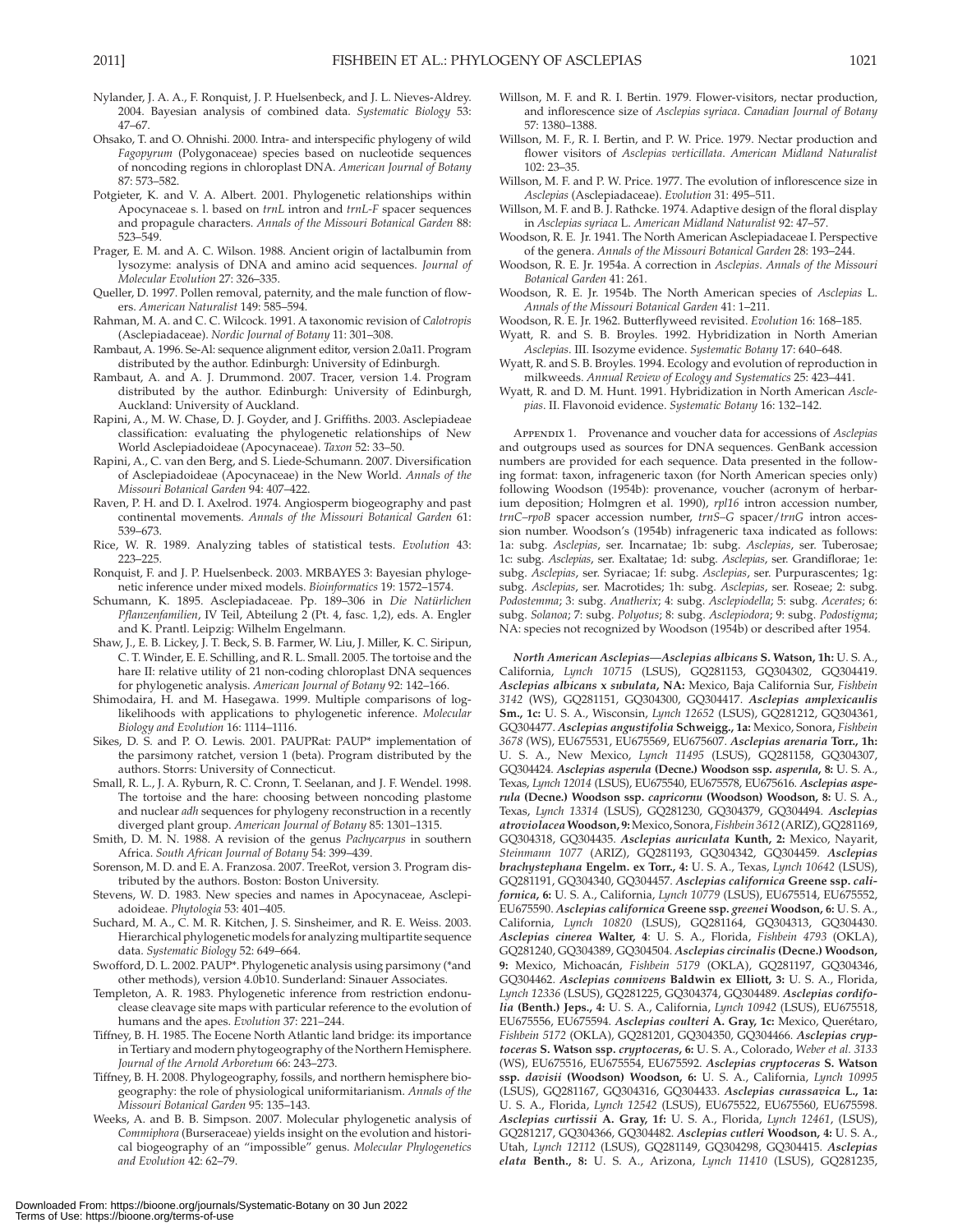Nylander, J. A. A., F. Ronquist, J. P. Huelsenbeck, and J. L. Nieves-Aldrey. 2004. Bayesian analysis of combined data. *Systematic Biology* 53: 47–67.

Ohsako, T. and O. Ohnishi. 2000. Intra- and interspecific phylogeny of wild *Fagopyrum* (Polygonaceae) species based on nucleotide sequences of noncoding regions in chloroplast DNA. *American Journal of Botany* 87: 573–582.

Potgieter, K. and V. A. Albert. 2001. Phylogenetic relationships within Apocynaceae s. l. based on *trnL* intron and *trnL-F* spacer sequences and propagule characters. *Annals of the Missouri Botanical Garden* 88: 523–549.

Prager, E. M. and A. C. Wilson. 1988. Ancient origin of lactalbumin from lysozyme: analysis of DNA and amino acid sequences. *Journal of Molecular Evolution* 27: 326–335.

Queller, D. 1997. Pollen removal, paternity, and the male function of flowers. *American Naturalist* 149: 585–594.

Rahman, M. A. and C. C. Wilcock. 1991. A taxonomic revision of *Calotropis* (Asclepiadaceae). *Nordic Journal of Botany* 11: 301–308.

Rambaut, A. 1996. Se-Al: sequence alignment editor, version 2.0a11. Program distributed by the author. Edinburgh: University of Edinburgh.

Rambaut, A. and A. J. Drummond. 2007. Tracer, version 1.4. Program distributed by the author. Edinburgh: University of Edinburgh, Auckland: University of Auckland.

Rapini, A., M. W. Chase, D. J. Goyder, and J. Griffiths. 2003. Asclepiadeae classification: evaluating the phylogenetic relationships of New World Asclepiadoideae (Apocynaceae). *Taxon* 52: 33–50.

Rapini, A., C. van den Berg, and S. Liede-Schumann. 2007. Diversification of Asclepiadoideae (Apocynaceae) in the New World. *Annals of the Missouri Botanical Garden* 94: 407–422.

Raven, P. H. and D. I. Axelrod. 1974. Angiosperm biogeography and past continental movements. *Annals of the Missouri Botanical Garden* 61: 539–673.

Rice, W. R. 1989. Analyzing tables of statistical tests. *Evolution* 43: 223–225.

Ronquist, F. and J. P. Huelsenbeck. 2003. MRBAYES 3: Bayesian phylogenetic inference under mixed models. *Bioinformatics* 19: 1572–1574.

Schumann, K. 1895. Asclepiadaceae. Pp. 189–306 in *Die Natürlichen Pflanzenfamilien*, IV Teil, Abteilung 2 (Pt. 4, fasc. 1,2), eds. A. Engler and K. Prantl. Leipzig: Wilhelm Engelmann.

Shaw, J., E. B. Lickey, J. T. Beck, S. B. Farmer, W. Liu, J. Miller, K. C. Siripun, C. T. Winder, E. E. Schilling, and R. L. Small. 2005. The tortoise and the hare II: relative utility of 21 non-coding chloroplast DNA sequences for phylogenetic analysis. *American Journal of Botany* 92: 142–166.

Shimodaira, H. and M. Hasegawa. 1999. Multiple comparisons of log-likelihoods with applications to phylogenetic inference. *Molecular Biology and Evolution* 16: 1114–1116.

Sikes, D. S. and P. O. Lewis. 2001. PAUPRat: PAUP* implementation of the parsimony ratchet, version 1 (beta). Program distributed by the authors. Storrs: University of Connecticut.

Small, R. L., J. A. Ryburn, R. C. Cronn, T. Seelanan, and J. F. Wendel. 1998. The tortoise and the hare: choosing between noncoding plastome and nuclear *adh* sequences for phylogeny reconstruction in a recently diverged plant group. *American Journal of Botany* 85: 1301–1315.

Smith, D. M. N. 1988. A revision of the genus *Pachycarpus* in southern Africa. *South African Journal of Botany* 54: 399–439.

Sorenson, M. D. and E. A. Franzosa. 2007. TreeRot, version 3. Program distributed by the authors. Boston: Boston University.

Stevens, W. D. 1983. New species and names in Apocynaceae, Asclepiadoideae. *Phytologia* 53: 401–405.

Suchard, M. A., C. M. R. Kitchen, J. S. Sinsheimer, and R. E. Weiss. 2003. Hierarchical phylogenetic models for analyzing multipartite sequence data. *Systematic Biology* 52: 649–664.

Swofford, D. L. 2002. PAUP*. Phylogenetic analysis using parsimony (*and other methods), version 4.0b10. Sunderland: Sinauer Associates.

Templeton, A. R. 1983. Phylogenetic inference from restriction endonuclease cleavage site maps with particular reference to the evolution of humans and the apes. *Evolution* 37: 221–244.

Tiffney, B. H. 1985. The Eocene North Atlantic land bridge: its importance in Tertiary and modern phytogeography of the Northern Hemisphere. *Journal of the Arnold Arboretum* 66: 243–273.

Tiffney, B. H. 2008. Phylogeography, fossils, and northern hemisphere biogeography: the role of physiological uniformitarianism. *Annals of the Missouri Botanical Garden* 95: 135–143.

Weeks, A. and B. B. Simpson. 2007. Molecular phylogenetic analysis of *Commiphora* (Burseraceae) yields insight on the evolution and historical biogeography of an "impossible" genus. *Molecular Phylogenetics and Evolution* 42: 62–79.

Willson, M. F. and R. I. Bertin. 1979. Flower-visitors, nectar production, and inflorescence size of *Asclepias syriaca*. *Canadian Journal of Botany* 57: 1380–1388.

Willson, M. F., R. I. Bertin, and P. W. Price. 1979. Nectar production and flower visitors of *Asclepias verticillata*. *American Midland Naturalist* 102: 23–35.

Willson, M. F. and P. W. Price. 1977. The evolution of inflorescence size in *Asclepias* (Asclepiadaceae). *Evolution* 31: 495–511.

Willson, M. F. and B. J. Rathcke. 1974. Adaptive design of the floral display in *Asclepias syriaca* L. *American Midland Naturalist* 92: 47–57.

Woodson, R. E. Jr. 1941. The North American Asclepiadaceae I. Perspective of the genera. *Annals of the Missouri Botanical Garden* 28: 193–244.

Woodson, R. E. Jr. 1954a. A correction in *Asclepias*. *Annals of the Missouri Botanical Garden* 41: 261.

Woodson, R. E. Jr. 1954b. The North American species of *Asclepias* L. *Annals of the Missouri Botanical Garden* 41: 1–211.

Woodson, R. E. Jr. 1962. Butterflyweed revisited. *Evolution* 16: 168–185.

Wyatt, R. and S. B. Broyles. 1992. Hybridization in North Amerian *Asclepias*. III. Isozyme evidence. *Systematic Botany* 17: 640–648.

Wyatt, R. and S. B. Broyles. 1994. Ecology and evolution of reproduction in milkweeds. *Annual Review of Ecology and Systematics* 25: 423–441.

Wyatt, R. and D. M. Hunt. 1991. Hybridization in North American *Asclepias*. II. Flavonoid evidence. *Systematic Botany* 16: 132–142.

Appendix 1. Provenance and voucher data for accessions of *Asclepias* and outgroups used as sources for DNA sequences. GenBank accession numbers are provided for each sequence. Data presented in the following format: taxon, infrageneric taxon (for North American species only) following Woodson (1954b): provenance, voucher (acronym of herbarium deposition; Holmgren et al. 1990), *rpl16* intron accession number, *trnC–rpoB* spacer accession number, *trnS–G* spacer/*trnG* intron accession number. Woodson's (1954b) infrageneric taxa indicated as follows: 1a: subg. *Asclepias*, ser. Incarnatae; 1b: subg. *Asclepias*, ser. Tuberosae; 1c: subg. *Asclepias*, ser. Exaltatae; 1d: subg. *Asclepias*, ser. Grandiflorae; 1e: subg. *Asclepias*, ser. Syriacae; 1f: subg. *Asclepias*, ser. Purpurascentes; 1g: subg. *Asclepias*, ser. Macrotides; 1h: subg. *Asclepias*, ser. Roseae; 2: subg. *Podostemma*; 3: subg. *Anatherix*; 4: subg. *Asclepiodella*; 5: subg. *Acerates*; 6: subg. *Solanoa*; 7: subg. *Polyotus*; 8: subg. *Asclepiodora*; 9: subg. *Podostigma*; NA: species not recognized by Woodson (1954b) or described after 1954.

***North American Asclepias—Asclepias albicans*** **S. Watson, 1h:** U. S. A., California, *Lynch 10715* (LSUS), GQ281153, GQ304302, GQ304419. ***Asclepias albicans x subulata*, NA:** Mexico, Baja California Sur, *Fishbein 3142* (WS), GQ281151, GQ304300, GQ304417. ***Asclepias amplexicaulis*** **Sm., 1c:** U. S. A., Wisconsin, *Lynch 12652* (LSUS), GQ281212, GQ304361, GQ304477. ***Asclepias angustifolia*** **Schweigg., 1a:** Mexico, Sonora, *Fishbein 3678* (WS), EU675531, EU675569, EU675607. ***Asclepias arenaria*** **Torr., 1h:** U. S. A., New Mexico, *Lynch 11495* (LSUS), GQ281158, GQ304307, GQ304424. ***Asclepias asperula*** **(Decne.) Woodson ssp. *asperula*, 8:** U. S. A., Texas, *Lynch 12014* (LSUS), EU675540, EU675578, EU675616. ***Asclepias asperula*** **(Decne.) Woodson ssp. *capricornu* (Woodson) Woodson, 8:** U. S. A., Texas, *Lynch 13314* (LSUS), GQ281230, GQ304379, GQ304494. ***Asclepias atroviolacea*** **Woodson, 9:** Mexico, Sonora, *Fishbein 3612* (ARIZ), GQ281169, GQ304318, GQ304435. ***Asclepias auriculata*** **Kunth, 2:** Mexico, Nayarit, *Steinmann 1077* (ARIZ), GQ281193, GQ304342, GQ304459. ***Asclepias brachystephana*** **Engelm. ex Torr., 4:** U. S. A., Texas, *Lynch 10642* (LSUS), GQ281191, GQ304340, GQ304457. ***Asclepias californica*** **Greene ssp. *californica*, 6:** U. S. A., California, *Lynch 10779* (LSUS), EU675514, EU675552, EU675590. ***Asclepias californica*** **Greene ssp. *greenei*** **Woodson, 6:** U. S. A., California, *Lynch 10820* (LSUS), GQ281164, GQ304313, GQ304430. ***Asclepias cinerea*** **Walter, 4**: U. S. A., Florida, *Fishbein 4793* (OKLA), GQ281240, GQ304389, GQ304504. ***Asclepias circinalis*** **(Decne.) Woodson, 9:** Mexico, Michoacán, *Fishbein 5179* (OKLA), GQ281197, GQ304346, GQ304462. ***Asclepias connivens*** **Baldwin ex Elliott, 3:** U. S. A., Florida, *Lynch 12336* (LSUS), GQ281225, GQ304374, GQ304489. ***Asclepias cordifolia*** **(Benth.) Jeps., 4:** U. S. A., California, *Lynch 10942* (LSUS), EU675518, EU675556, EU675594. ***Asclepias coulteri*** **A. Gray, 1c:** Mexico, Querétaro, *Fishbein 5172* (OKLA), GQ281201, GQ304350, GQ304466. ***Asclepias cryptoceras*** **S. Watson ssp. *cryptoceras*, 6:** U. S. A., Colorado, *Weber et al. 3133* (WS), EU675516, EU675554, EU675592. ***Asclepias cryptoceras*** **S. Watson ssp. *davisii* (Woodson) Woodson, 6:** U. S. A., California, *Lynch 10995* (LSUS), GQ281167, GQ304316, GQ304433. ***Asclepias curassavica*** **L., 1a:** U. S. A., Florida, *Lynch 12542* (LSUS), EU675522, EU675560, EU675598. ***Asclepias curtissii*** **A. Gray, 1f:** U. S. A., Florida, *Lynch 12461*, (LSUS), GQ281217, GQ304366, GQ304482. ***Asclepias cutleri*** **Woodson, 4:** U. S. A., Utah, *Lynch 12112* (LSUS), GQ281149, GQ304298, GQ304415. ***Asclepias elata*** **Benth., 8:** U. S. A., Arizona, *Lynch 11410* (LSUS), GQ281235,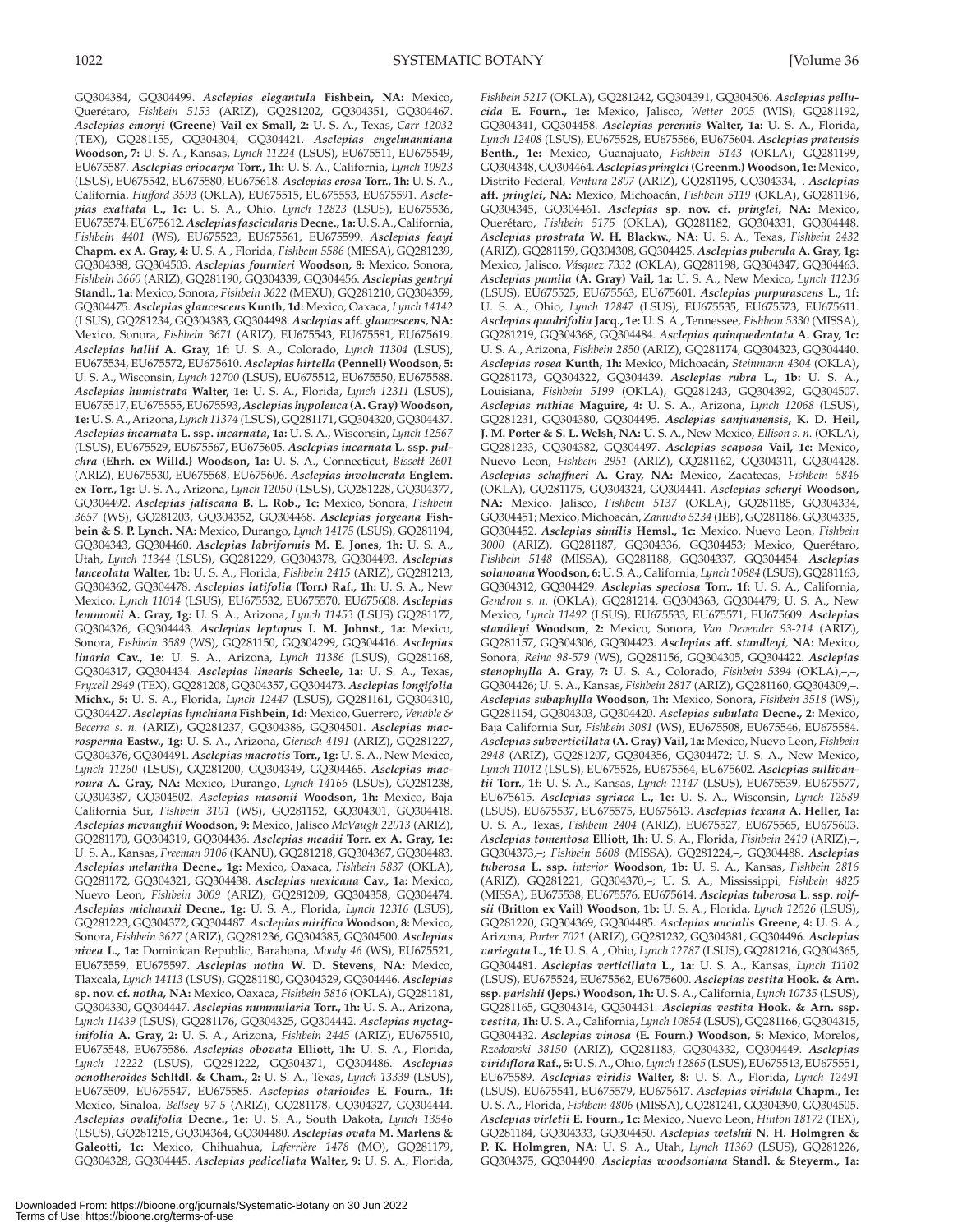GQ304384, GQ304499. ***Asclepias elegantula*** **Fishbein, NA:** Mexico, Querétaro, *Fishbein 5153* (ARIZ), GQ281202, GQ304351, GQ304467. ***Asclepias emoryi*** **(Greene) Vail ex Small, 2:** U. S. A., Texas, *Carr 12032* (TEX), GQ281155, GQ304304, GQ304421. ***Asclepias engelmanniana*** **Woodson, 7:** U. S. A., Kansas, *Lynch 11224* (LSUS), EU675511, EU675549, EU675587. ***Asclepias eriocarpa*** **Torr., 1h:** U. S. A., California, *Lynch 10923* (LSUS), EU675542, EU675580, EU675618. ***Asclepias erosa*** **Torr., 1h:** U. S. A., California, *Hufford 3593* (OKLA), EU675515, EU675553, EU675591. ***Asclepias exaltata*** **L., 1c:** U. S. A., Ohio, *Lynch 12823* (LSUS), EU675536, EU675574, EU675612. ***Asclepias fascicularis*** **Decne., 1a:** U. S. A., California, *Fishbein 4401* (WS), EU675523, EU675561, EU675599. ***Asclepias feayi*** **Chapm. ex A. Gray, 4:** U. S. A., Florida, *Fishbein 5586* (MISSA), GQ281239, GQ304388, GQ304503. ***Asclepias fournieri*** **Woodson, 8:** Mexico, Sonora, *Fishbein 3660* (ARIZ), GQ281190, GQ304339, GQ304456. ***Asclepias gentryi*** **Standl., 1a:** Mexico, Sonora, *Fishbein 3622* (MEXU), GQ281210, GQ304359, GQ304475. ***Asclepias glaucescens*** **Kunth, 1d:** Mexico, Oaxaca, *Lynch 14142* (LSUS), GQ281234, GQ304383, GQ304498. ***Asclepias*** **aff.** ***glaucescens*****, NA:** Mexico, Sonora, *Fishbein 3671* (ARIZ), EU675543, EU675581, EU675619. ***Asclepias hallii*** **A. Gray, 1f:** U. S. A., Colorado, *Lynch 11304* (LSUS), EU675534, EU675572, EU675610. ***Asclepias hirtella*** **(Pennell) Woodson, 5:** U. S. A., Wisconsin, *Lynch 12700* (LSUS), EU675512, EU675550, EU675588. ***Asclepias humistrata*** **Walter, 1e:** U. S. A., Florida, *Lynch 12311* (LSUS), EU675517, EU675555, EU675593, ***Asclepias hypoleuca*** **(A. Gray) Woodson, 1e:** U. S. A., Arizona, *Lynch 11374* (LSUS), GQ281171, GQ304320, GQ304437. ***Asclepias incarnata*** **L. ssp. *incarnata*, 1a:** U. S. A., Wisconsin, *Lynch 12567* (LSUS), EU675529, EU675567, EU675605. ***Asclepias incarnata*** **L. ssp. *pulchra*** **(Ehrh. ex Willd.) Woodson, 1a:** U. S. A., Connecticut, *Bissett 2601* (ARIZ), EU675530, EU675568, EU675606. ***Asclepias involucrata*** **Englem. ex Torr., 1g:** U. S. A., Arizona, *Lynch 12050* (LSUS), GQ281228, GQ304377, GQ304492. ***Asclepias jaliscana*** **B. L. Rob., 1c:** Mexico, Sonora, *Fishbein 3657* (WS), GQ281203, GQ304352, GQ304468. ***Asclepias jorgeana*** **Fishbein & S. P. Lynch. NA:** Mexico, Durango, *Lynch 14175* (LSUS), GQ281194, GQ304343, GQ304460. ***Asclepias labriformis*** **M. E. Jones, 1h:** U. S. A., Utah, *Lynch 11344* (LSUS), GQ281229, GQ304378, GQ304493. ***Asclepias lanceolata*** **Walter, 1b:** U. S. A., Florida, *Fishbein 2415* (ARIZ), GQ281213, GQ304362, GQ304478. ***Asclepias latifolia*** **(Torr.) Raf., 1h:** U. S. A., New Mexico, *Lynch 11014* (LSUS), EU675532, EU675570, EU675608. ***Asclepias lemmonii*** **A. Gray, 1g:** U. S. A., Arizona, *Lynch 11453* (LSUS) GQ281177, GQ304326, GQ304443. ***Asclepias leptopus*** **I. M. Johnst., 1a:** Mexico, Sonora, *Fishbein 3589* (WS), GQ281150, GQ304299, GQ304416. ***Asclepias linaria*** **Cav., 1e:** U. S. A., Arizona, *Lynch 11386* (LSUS), GQ281168, GQ304317, GQ304434. ***Asclepias linearis*** **Scheele, 1a:** U. S. A., Texas, *Fryxell 2949* (TEX), GQ281208, GQ304357, GQ304473. ***Asclepias longifolia*** **Michx., 5:** U. S. A., Florida, *Lynch 12447* (LSUS), GQ281161, GQ304310, GQ304427. ***Asclepias lynchiana*** **Fishbein, 1d:** Mexico, Guerrero, *Venable & Becerra s. n.* (ARIZ), GQ281237, GQ304386, GQ304501. ***Asclepias macrosperma*** **Eastw., 1g:** U. S. A., Arizona, *Gierisch 4191* (ARIZ), GQ281227, GQ304376, GQ304491. ***Asclepias macrotis*** **Torr., 1g:** U. S. A., New Mexico, *Lynch 11260* (LSUS), GQ281200, GQ304349, GQ304465. ***Asclepias macroura*** **A. Gray, NA:** Mexico, Durango, *Lynch 14166* (LSUS), GQ281238, GQ304387, GQ304502. ***Asclepias masonii*** **Woodson, 1h:** Mexico, Baja California Sur, *Fishbein 3101* (WS), GQ281152, GQ304301, GQ304418. ***Asclepias mcvaughii*** **Woodson, 9:** Mexico, Jalisco *McVaugh 22013* (ARIZ), GQ281170, GQ304319, GQ304436. ***Asclepias meadii*** **Torr. ex A. Gray, 1e:** U. S. A., Kansas, *Freeman 9106* (KANU), GQ281218, GQ304367, GQ304483. ***Asclepias melantha*** **Decne., 1g:** Mexico, Oaxaca, *Fishbein 5837* (OKLA), GQ281172, GQ304321, GQ304438. ***Asclepias mexicana*** **Cav., 1a:** Mexico, Nuevo Leon, *Fishbein 3009* (ARIZ), GQ281209, GQ304358, GQ304474. ***Asclepias michauxii*** **Decne., 1g:** U. S. A., Florida, *Lynch 12316* (LSUS), GQ281223, GQ304372, GQ304487. ***Asclepias mirifica*** **Woodson, 8:** Mexico, Sonora, *Fishbein 3627* (ARIZ), GQ281236, GQ304385, GQ304500. ***Asclepias nivea*** **L., 1a:** Dominican Republic, Barahona, *Moody 46* (WS), EU675521, EU675559, EU675597. ***Asclepias notha*** **W. D. Stevens, NA:** Mexico, Tlaxcala, *Lynch 14113* (LSUS), GQ281180, GQ304329, GQ304446. ***Asclepias*** **sp. nov. cf. *notha*, NA:** Mexico, Oaxaca, *Fishbein 5816* (OKLA), GQ281181, GQ304330, GQ304447. ***Asclepias nummularia*** **Torr., 1h:** U. S. A., Arizona, *Lynch 11439* (LSUS), GQ281176, GQ304325, GQ304442. ***Asclepias nyctaginifolia*** **A. Gray, 2:** U. S. A., Arizona, *Fishbein 2445* (ARIZ), EU675510, EU675548, EU675586. ***Asclepias obovata*** **Elliott, 1h:** U. S. A., Florida, *Lynch 12222* (LSUS), GQ281222, GQ304371, GQ304486. ***Asclepias oenotheroides*** **Schltdl. & Cham., 2:** U. S. A., Texas, *Lynch 13339* (LSUS), EU675509, EU675547, EU675585. ***Asclepias otarioides*** **E. Fourn., 1f:** Mexico, Sinaloa, *Bellsey 97-5* (ARIZ), GQ281178, GQ304327, GQ304444. ***Asclepias ovalifolia*** **Decne., 1e:** U. S. A., South Dakota, *Lynch 13546* (LSUS), GQ281215, GQ304364, GQ304480. ***Asclepias ovata*** **M. Martens & Galeotti, 1c:** Mexico, Chihuahua, *Laferrière 1478* (MO), GQ281179, GQ304328, GQ304445. ***Asclepias pedicellata*** **Walter, 9:** U. S. A., Florida, *Fishbein 5217* (OKLA), GQ281242, GQ304391, GQ304506. ***Asclepias pellucida*** **E. Fourn., 1e:** Mexico, Jalisco, *Wetter 2005* (WIS), GQ281192, GQ304341, GQ304458. ***Asclepias perennis*** **Walter, 1a:** U. S. A., Florida, *Lynch 12408* (LSUS), EU675528, EU675566, EU675604. ***Asclepias pratensis*** **Benth., 1e:** Mexico, Guanajuato, *Fishbein 5143* (OKLA), GQ281199, GQ304348, GQ304464. ***Asclepias pringlei*** **(Greenm.) Woodson, 1e:** Mexico, Distrito Federal, *Ventura 2807* (ARIZ), GQ281195, GQ304334,–. ***Asclepias*** **aff. *pringlei*, NA:** Mexico, Michoacán, *Fishbein 5119* (OKLA), GQ281196, GQ304345, GQ304461. ***Asclepias*** **sp. nov. cf. *pringlei*, NA:** Mexico, Querétaro, *Fishbein 5175* (OKLA), GQ281182, GQ304331, GQ304448. ***Asclepias prostrata*** **W. H. Blackw., NA:** U. S. A., Texas, *Fishbein 2432* (ARIZ), GQ281159, GQ304308, GQ304425. ***Asclepias puberula*** **A. Gray, 1g:** Mexico, Jalisco, *Vásquez 7332* (OKLA), GQ281198, GQ304347, GQ304463. ***Asclepias pumila*** **(A. Gray) Vail, 1a:** U. S. A., New Mexico, *Lynch 11236* (LSUS), EU675525, EU675563, EU675601. ***Asclepias purpurascens*** **L., 1f:** U. S. A., Ohio, *Lynch 12847* (LSUS), EU675535, EU675573, EU675611. ***Asclepias quadrifolia*** **Jacq., 1e:** U. S. A., Tennessee, *Fishbein 5330* (MISSA), GQ281219, GQ304368, GQ304484. ***Asclepias quinquedentata*** **A. Gray, 1c:** U. S. A., Arizona, *Fishbein 2850* (ARIZ), GQ281174, GQ304323, GQ304440. ***Asclepias rosea*** **Kunth, 1h:** Mexico, Michoacán, *Steinmann 4304* (OKLA), GQ281173, GQ304322, GQ304439. ***Asclepias rubra*** **L., 1b:** U. S. A., Louisiana, *Fishbein 5199* (OKLA), GQ281243, GQ304392, GQ304507. ***Asclepias ruthiae*** **Maguire, 4:** U. S. A., Arizona, *Lynch 12068* (LSUS), GQ281231, GQ304380, GQ304495. ***Asclepias sanjuanensis*****, K. D. Heil, J. M. Porter & S. L. Welsh, NA:** U. S. A., New Mexico, *Ellison s. n.* (OKLA), GQ281233, GQ304382, GQ304497. ***Asclepias scaposa*** **Vail, 1c:** Mexico, Nuevo Leon, *Fishbein 2951* (ARIZ), GQ281162, GQ304311, GQ304428. ***Asclepias schaffneri*** **A. Gray, NA:** Mexico, Zacatecas, *Fishbein 5846* (OKLA), GQ281175, GQ304324, GQ304441. ***Asclepias scheryi*** **Woodson, NA:** Mexico, Jalisco, *Fishbein 5137* (OKLA), GQ281185, GQ304334, GQ304451; Mexico, Michoacán, *Zamudio 5234* (IEB), GQ281186, GQ304335, GQ304452. ***Asclepias similis*** **Hemsl., 1c:** Mexico, Nuevo Leon, *Fishbein 3000* (ARIZ), GQ281187, GQ304336, GQ304453; Mexico, Querétaro, *Fishbein 5148* (MISSA), GQ281188, GQ304337, GQ304454. ***Asclepias solanoana*** **Woodson, 6:** U. S. A., California, *Lynch 10884* (LSUS), GQ281163, GQ304312, GQ304429. ***Asclepias speciosa*** **Torr., 1f:** U. S. A., California, *Gendron s. n.* (OKLA), GQ281214, GQ304363, GQ304479; U. S. A., New Mexico, *Lynch 11492* (LSUS), EU675533, EU675571, EU675609. ***Asclepias standleyi*** **Woodson, 2:** Mexico, Sonora, *Van Devender 93-214* (ARIZ), GQ281157, GQ304306, GQ304423. ***Asclepias*** **aff. *standleyi*, NA:** Mexico, Sonora, *Reina 98-579* (WS), GQ281156, GQ304305, GQ304422. ***Asclepias stenophylla*** **A. Gray, 7:** U. S. A., Colorado, *Fishbein 5394* (OKLA),–,–, GQ304426; U. S. A., Kansas, *Fishbein 2817* (ARIZ), GQ281160, GQ304309,–. ***Asclepias subaphylla*** **Woodson, 1h:** Mexico, Sonora, *Fishbein 3518* (WS), GQ281154, GQ304303, GQ304420. ***Asclepias subulata*** **Decne., 2:** Mexico, Baja California Sur, *Fishbein 3081* (WS), EU675508, EU675546, EU675584. ***Asclepias subverticillata*** **(A. Gray) Vail, 1a:** Mexico, Nuevo Leon, *Fishbein 2948* (ARIZ), GQ281207, GQ304356, GQ304472; U. S. A., New Mexico, *Lynch 11012* (LSUS), EU675526, EU675564, EU675602. ***Asclepias sullivantii*** **Torr., 1f:** U. S. A., Kansas, *Lynch 11147* (LSUS), EU675539, EU675577, EU675615. ***Asclepias syriaca*** **L., 1e:** U. S. A., Wisconsin, *Lynch 12589* (LSUS), EU675537, EU675575, EU675613. ***Asclepias texana*** **A. Heller, 1a:** U. S. A., Texas, *Fishbein 2404* (ARIZ), EU675527, EU675565, EU675603. ***Asclepias tomentosa*** **Elliott, 1h:** U. S. A., Florida, *Fishbein 2419* (ARIZ),–, GQ304373,–; *Fishbein 5608* (MISSA), GQ281224,–, GQ304488. ***Asclepias tuberosa*** **L. ssp.** ***interior*** **Woodson, 1b:** U. S. A., Kansas, *Fishbein 2816* (ARIZ), GQ281221, GQ304370,–; U. S. A., Mississippi, *Fishbein 4825* (MISSA), EU675538, EU675576, EU675614. ***Asclepias tuberosa*** **L. ssp. *rolfsii*** **(Britton ex Vail) Woodson, 1b:** U. S. A., Florida, *Lynch 12526* (LSUS), GQ281220, GQ304369, GQ304485. ***Asclepias uncialis*** **Greene, 4:** U. S. A., Arizona, *Porter 7021* (ARIZ), GQ281232, GQ304381, GQ304496. ***Asclepias variegata*** **L., 1f:** U. S. A., Ohio, *Lynch 12787* (LSUS), GQ281216, GQ304365, GQ304481. ***Asclepias verticillata*** **L., 1a:** U. S. A., Kansas, *Lynch 11102* (LSUS), EU675524, EU675562, EU675600. ***Asclepias vestita*** **Hook. & Arn. ssp. *parishii*** **(Jeps.) Woodson, 1h:** U. S. A., California, *Lynch 10735* (LSUS), GQ281165, GQ304314, GQ304431. ***Asclepias vestita*** **Hook. & Arn. ssp. *vestita*, 1h:** U. S. A., California, *Lynch 10854* (LSUS), GQ281166, GQ304315, GQ304432. ***Asclepias vinosa*** **(E. Fourn.) Woodson, 5:** Mexico, Morelos, *Rzedowski 38150* (ARIZ), GQ281183, GQ304332, GQ304449. ***Asclepias viridiflora*** **Raf., 5:** U. S. A., Ohio, *Lynch 12865* (LSUS), EU675513, EU675551, EU675589. ***Asclepias viridis*** **Walter, 8:** U. S. A., Florida, *Lynch 12491* (LSUS), EU675541, EU675579, EU675617. ***Asclepias viridula*** **Chapm., 1e:** U. S. A., Florida, *Fishbein 4806* (MISSA), GQ281241, GQ304390, GQ304505. ***Asclepias virletii*** **E. Fourn., 1c:** Mexico, Nuevo Leon, *Hinton 18172* (TEX), GQ281184, GQ304333, GQ304450. ***Asclepias welshii*** **N. H. Holmgren & P. K. Holmgren, NA:** U. S. A., Utah, *Lynch 11369* (LSUS), GQ281226, GQ304375, GQ304490. ***Asclepias woodsoniana*** **Standl. & Steyerm., 1a:**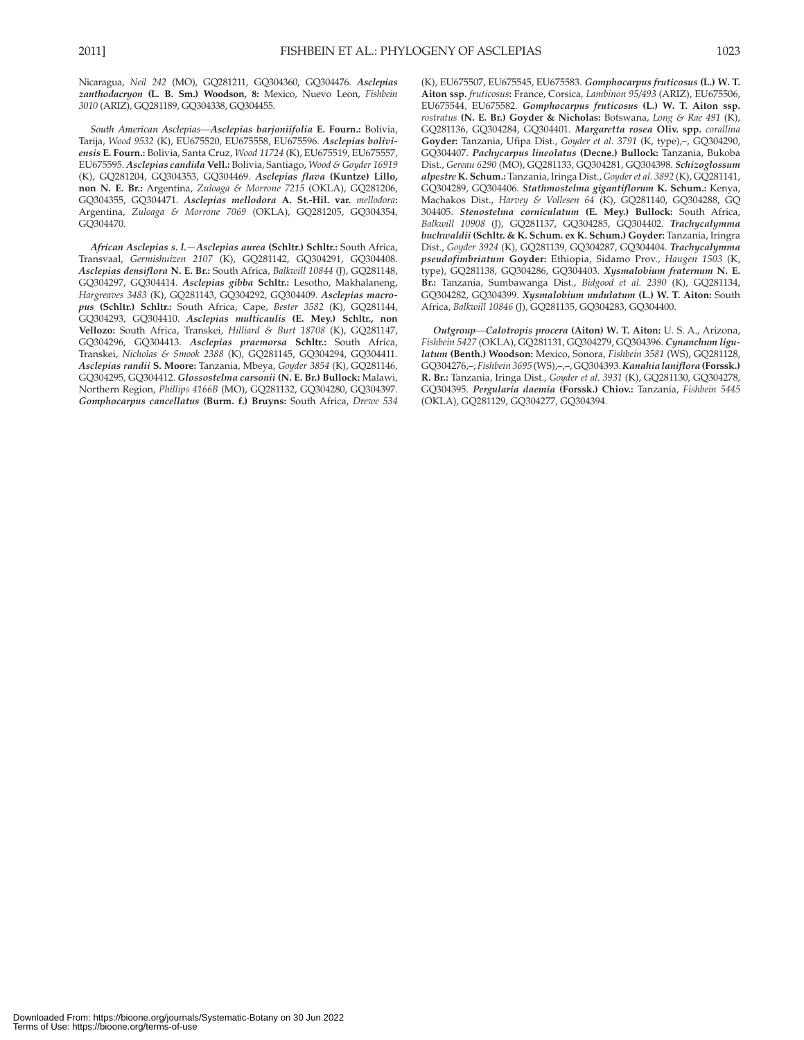Nicaragua, *Neil 242* (MO), GQ281211, GQ304360, GQ304476. ***Asclepias zanthodacryon*** **(L. B. Sm.) Woodson, 8:** Mexico, Nuevo Leon, *Fishbein 3010* (ARIZ), GQ281189, GQ304338, GQ304455.

*South American Asclepias*—***Asclepias barjoniifolia*** **E. Fourn.:** Bolivia, Tarija, *Wood 9532* (K), EU675520, EU675558, EU675596. ***Asclepias boliviensis*** **E. Fourn.:** Bolivia, Santa Cruz, *Wood 11724* (K), EU675519, EU675557, EU675595. ***Asclepias candida*** **Vell.:** Bolivia, Santiago, *Wood & Goyder 16919* (K), GQ281204, GQ304353, GQ304469. ***Asclepias flava*** **(Kuntze) Lillo, non N. E. Br.:** Argentina, *Zuloaga & Morrone 7215* (OKLA), GQ281206, GQ304355, GQ304471. ***Asclepias mellodora*** **A. St.-Hil. var.** ***mellodora*****:** Argentina, *Zuloaga & Morrone 7069* (OKLA), GQ281205, GQ304354, GQ304470.

*African Asclepias s. l.*—***Asclepias aurea*** **(Schltr.) Schltr.:** South Africa, Transvaal, *Germishuizen 2107* (K), GQ281142, GQ304291, GQ304408. ***Asclepias densiflora*** **N. E. Br.:** South Africa, *Balkwill 10844* (J), GQ281148, GQ304297, GQ304414. ***Asclepias gibba*** **Schltr.:** Lesotho, Makhalaneng, *Hargreaves 3483* (K), GQ281143, GQ304292, GQ304409. ***Asclepias macropus*** **(Schltr.) Schltr.:** South Africa, Cape, *Bester 3582* (K), GQ281144, GQ304293, GQ304410. ***Asclepias multicaulis*** **(E. Mey.) Schltr., non Vellozo:** South Africa, Transkei, *Hilliard & Burt 18708* (K), GQ281147, GQ304296, GQ304413. ***Asclepias praemorsa*** **Schltr.:** South Africa, Transkei, *Nicholas & Smook 2388* (K), GQ281145, GQ304294, GQ304411. ***Asclepias randii*** **S. Moore:** Tanzania, Mbeya, *Goyder 3854* (K), GQ281146, GQ304295, GQ304412. ***Glossostelma carsonii*** **(N. E. Br.) Bullock:** Malawi, Northern Region, *Phillips 4166B* (MO), GQ281132, GQ304280, GQ304397. ***Gomphocarpus cancellatus*** **(Burm. f.) Bruyns:** South Africa, *Drewe 534* (K), EU675507, EU675545, EU675583. ***Gomphocarpus fruticosus*** **(L.) W. T. Aiton ssp.** *fruticosus***:** France, Corsica, *Lambinon 95/493* (ARIZ), EU675506, EU675544, EU675582. ***Gomphocarpus fruticosus*** **(L.) W. T. Aiton ssp.** *rostratus* **(N. E. Br.) Goyder & Nicholas:** Botswana, *Long & Rae 491* (K), GQ281136, GQ304284, GQ304401. ***Margaretta rosea*** **Oliv. spp.** *corallina* **Goyder:** Tanzania, Ufipa Dist., *Goyder et al. 3791* (K, type),–, GQ304290, GQ304407. ***Pachycarpus lineolatus*** **(Decne.) Bullock:** Tanzania, Bukoba Dist., *Gereau 6290* (MO), GQ281133, GQ304281, GQ304398. ***Schizoglossum alpestre*** **K. Schum.:** Tanzania, Iringa Dist., *Goyder et al. 3892* (K), GQ281141, GQ304289, GQ304406. ***Stathmostelma gigantiflorum*** **K. Schum.:** Kenya, Machakos Dist., *Harvey & Vollesen 64* (K), GQ281140, GQ304288, GQ 304405. ***Stenostelma corniculatum*** **(E. Mey.) Bullock:** South Africa, *Balkwill 10908* (J), GQ281137, GQ304285, GQ304402. ***Trachycalymma buchwaldii*** **(Schltr. & K. Schum. ex K. Schum.) Goyder:** Tanzania, Iringra Dist., *Goyder 3924* (K), GQ281139, GQ304287, GQ304404. ***Trachycalymma pseudofimbriatum*** **Goyder:** Ethiopia, Sidamo Prov., *Haugen 1503* (K, type), GQ281138, GQ304286, GQ304403. ***Xysmalobium fraternum*** **N. E. Br.:** Tanzania, Sumbawanga Dist., *Bidgood et al. 2390* (K), GQ281134, GQ304282, GQ304399. ***Xysmalobium undulatum*** **(L.) W. T. Aiton:** South Africa, *Balkwill 10846* (J), GQ281135, GQ304283, GQ304400.

*Outgroup*—***Calotropis procera*** **(Aiton) W. T. Aiton:** U. S. A., Arizona, *Fishbein 5427* (OKLA), GQ281131, GQ304279, GQ304396. ***Cynanchum ligulatum*** **(Benth.) Woodson:** Mexico, Sonora, *Fishbein 3581* (WS), GQ281128, GQ304276,–; *Fishbein 3695* (WS),–,–, GQ304393. ***Kanahia laniflora*** **(Forssk.) R. Br.:** Tanzania, Iringa Dist., *Goyder et al. 3931* (K), GQ281130, GQ304278, GQ304395. ***Pergularia daemia*** **(Forssk.) Chiov.:** Tanzania, *Fishbein 5445* (OKLA), GQ281129, GQ304277, GQ304394.